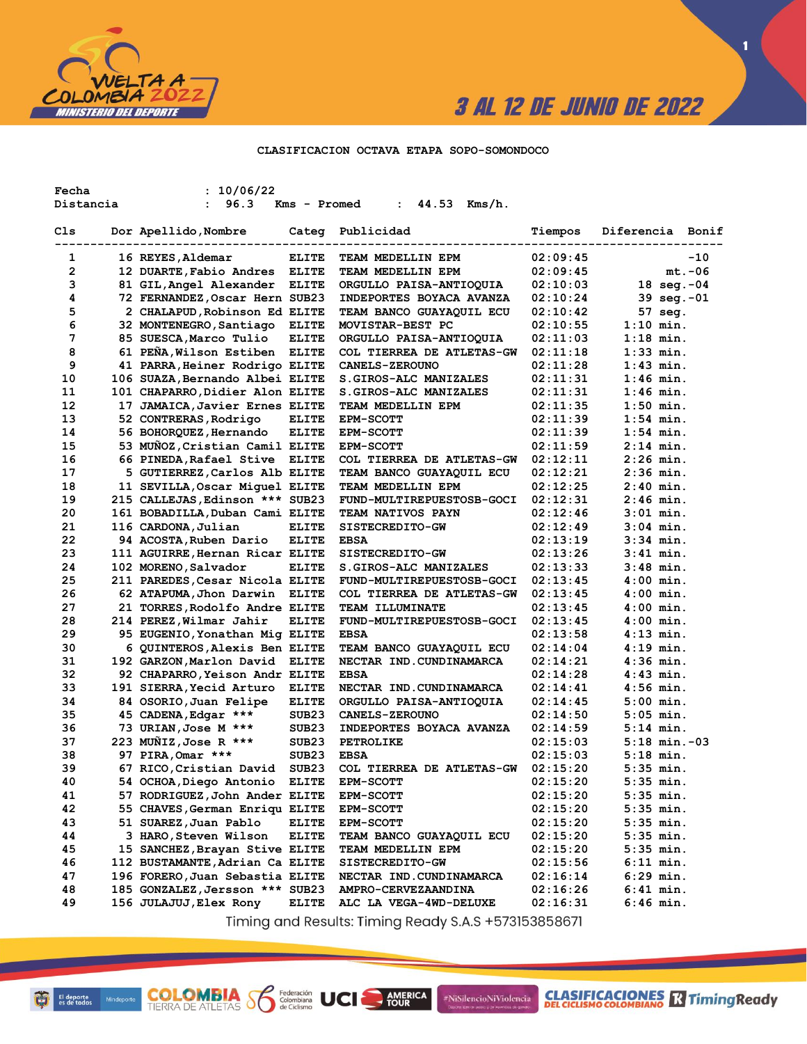3 AL 12 DE JUNIO DE 2022

## CLASIFICACION OCTAVA ETAPA SOPO-SOMONDOCO

Fecha : 10/06/22
Distancia : 96.3 Kms - Promed : 44.53 Kms/h.

| Cls | Dor | Apellido,Nombre | Categ | Publicidad | Tiempos | Diferencia | Bonif |
|---|---|---|---|---|---|---|---|
| 1 | 16 | REYES,Aldemar | ELITE | TEAM MEDELLIN EPM | 02:09:45 | | -10 |
| 2 | 12 | DUARTE,Fabio Andres | ELITE | TEAM MEDELLIN EPM | 02:09:45 | mt. | -06 |
| 3 | 81 | GIL,Angel Alexander | ELITE | ORGULLO PAISA-ANTIOQUIA | 02:10:03 | 18 seg. | -04 |
| 4 | 72 | FERNANDEZ,Oscar Hern | SUB23 | INDEPORTES BOYACA AVANZA | 02:10:24 | 39 seg. | -01 |
| 5 | 2 | CHALAPUD,Robinson Ed | ELITE | TEAM BANCO GUAYAQUIL ECU | 02:10:42 | 57 seg. | |
| 6 | 32 | MONTENEGRO,Santiago | ELITE | MOVISTAR-BEST PC | 02:10:55 | 1:10 min. | |
| 7 | 85 | SUESCA,Marco Tulio | ELITE | ORGULLO PAISA-ANTIOQUIA | 02:11:03 | 1:18 min. | |
| 8 | 61 | PEÑA,Wilson Estiben | ELITE | COL TIERREA DE ATLETAS-GW | 02:11:18 | 1:33 min. | |
| 9 | 41 | PARRA,Heiner Rodrigo | ELITE | CANELS-ZEROUNO | 02:11:28 | 1:43 min. | |
| 10 | 106 | SUAZA,Bernardo Albei | ELITE | S.GIROS-ALC MANIZALES | 02:11:31 | 1:46 min. | |
| 11 | 101 | CHAPARRO,Didier Alon | ELITE | S.GIROS-ALC MANIZALES | 02:11:31 | 1:46 min. | |
| 12 | 17 | JAMAICA,Javier Ernes | ELITE | TEAM MEDELLIN EPM | 02:11:35 | 1:50 min. | |
| 13 | 52 | CONTRERAS,Rodrigo | ELITE | EPM-SCOTT | 02:11:39 | 1:54 min. | |
| 14 | 56 | BOHORQUEZ,Hernando | ELITE | EPM-SCOTT | 02:11:39 | 1:54 min. | |
| 15 | 53 | MUÑOZ,Cristian Camil | ELITE | EPM-SCOTT | 02:11:59 | 2:14 min. | |
| 16 | 66 | PINEDA,Rafael Stive | ELITE | COL TIERREA DE ATLETAS-GW | 02:12:11 | 2:26 min. | |
| 17 | 5 | GUTIERREZ,Carlos Alb | ELITE | TEAM BANCO GUAYAQUIL ECU | 02:12:21 | 2:36 min. | |
| 18 | 11 | SEVILLA,Oscar Miguel | ELITE | TEAM MEDELLIN EPM | 02:12:25 | 2:40 min. | |
| 19 | 215 | CALLEJAS,Edinson *** | SUB23 | FUND-MULTIREPUESTOSB-GOCI | 02:12:31 | 2:46 min. | |
| 20 | 161 | BOBADILLA,Duban Cami | ELITE | TEAM NATIVOS PAYN | 02:12:46 | 3:01 min. | |
| 21 | 116 | CARDONA,Julian | ELITE | SISTECREDITO-GW | 02:12:49 | 3:04 min. | |
| 22 | 94 | ACOSTA,Ruben Dario | ELITE | EBSA | 02:13:19 | 3:34 min. | |
| 23 | 111 | AGUIRRE,Hernan Ricar | ELITE | SISTECREDITO-GW | 02:13:26 | 3:41 min. | |
| 24 | 102 | MORENO,Salvador | ELITE | S.GIROS-ALC MANIZALES | 02:13:33 | 3:48 min. | |
| 25 | 211 | PAREDES,Cesar Nicola | ELITE | FUND-MULTIREPUESTOSB-GOCI | 02:13:45 | 4:00 min. | |
| 26 | 62 | ATAPUMA,Jhon Darwin | ELITE | COL TIERREA DE ATLETAS-GW | 02:13:45 | 4:00 min. | |
| 27 | 21 | TORRES,Rodolfo Andre | ELITE | TEAM ILLUMINATE | 02:13:45 | 4:00 min. | |
| 28 | 214 | PEREZ,Wilmar Jahir | ELITE | FUND-MULTIREPUESTOSB-GOCI | 02:13:45 | 4:00 min. | |
| 29 | 95 | EUGENIO,Yonathan Mig | ELITE | EBSA | 02:13:58 | 4:13 min. | |
| 30 | 6 | QUINTEROS,Alexis Ben | ELITE | TEAM BANCO GUAYAQUIL ECU | 02:14:04 | 4:19 min. | |
| 31 | 192 | GARZON,Marlon David | ELITE | NECTAR IND.CUNDINAMARCA | 02:14:21 | 4:36 min. | |
| 32 | 92 | CHAPARRO,Yeison Andr | ELITE | EBSA | 02:14:28 | 4:43 min. | |
| 33 | 191 | SIERRA,Yecid Arturo | ELITE | NECTAR IND.CUNDINAMARCA | 02:14:41 | 4:56 min. | |
| 34 | 84 | OSORIO,Juan Felipe | ELITE | ORGULLO PAISA-ANTIOQUIA | 02:14:45 | 5:00 min. | |
| 35 | 45 | CADENA,Edgar *** | SUB23 | CANELS-ZEROUNO | 02:14:50 | 5:05 min. | |
| 36 | 73 | URIAN,Jose M *** | SUB23 | INDEPORTES BOYACA AVANZA | 02:14:59 | 5:14 min. | |
| 37 | 223 | MUÑIZ,Jose R *** | SUB23 | PETROLIKE | 02:15:03 | 5:18 min. | -03 |
| 38 | 97 | PIRA,Omar *** | SUB23 | EBSA | 02:15:03 | 5:18 min. | |
| 39 | 67 | RICO,Cristian David | SUB23 | COL TIERREA DE ATLETAS-GW | 02:15:20 | 5:35 min. | |
| 40 | 54 | OCHOA,Diego Antonio | ELITE | EPM-SCOTT | 02:15:20 | 5:35 min. | |
| 41 | 57 | RODRIGUEZ,John Ander | ELITE | EPM-SCOTT | 02:15:20 | 5:35 min. | |
| 42 | 55 | CHAVES,German Enriqu | ELITE | EPM-SCOTT | 02:15:20 | 5:35 min. | |
| 43 | 51 | SUAREZ,Juan Pablo | ELITE | EPM-SCOTT | 02:15:20 | 5:35 min. | |
| 44 | 3 | HARO,Steven Wilson | ELITE | TEAM BANCO GUAYAQUIL ECU | 02:15:20 | 5:35 min. | |
| 45 | 15 | SANCHEZ,Brayan Stive | ELITE | TEAM MEDELLIN EPM | 02:15:20 | 5:35 min. | |
| 46 | 112 | BUSTAMANTE,Adrian Ca | ELITE | SISTECREDITO-GW | 02:15:56 | 6:11 min. | |
| 47 | 196 | FORERO,Juan Sebastia | ELITE | NECTAR IND.CUNDINAMARCA | 02:16:14 | 6:29 min. | |
| 48 | 185 | GONZALEZ,Jersson *** | SUB23 | AMPRO-CERVEZAANDINA | 02:16:26 | 6:41 min. | |
| 49 | 156 | JULAJUJ,Elex Rony | ELITE | ALC LA VEGA-4WD-DELUXE | 02:16:31 | 6:46 min. | |

Timing and Results: Timing Ready S.A.S +573153858671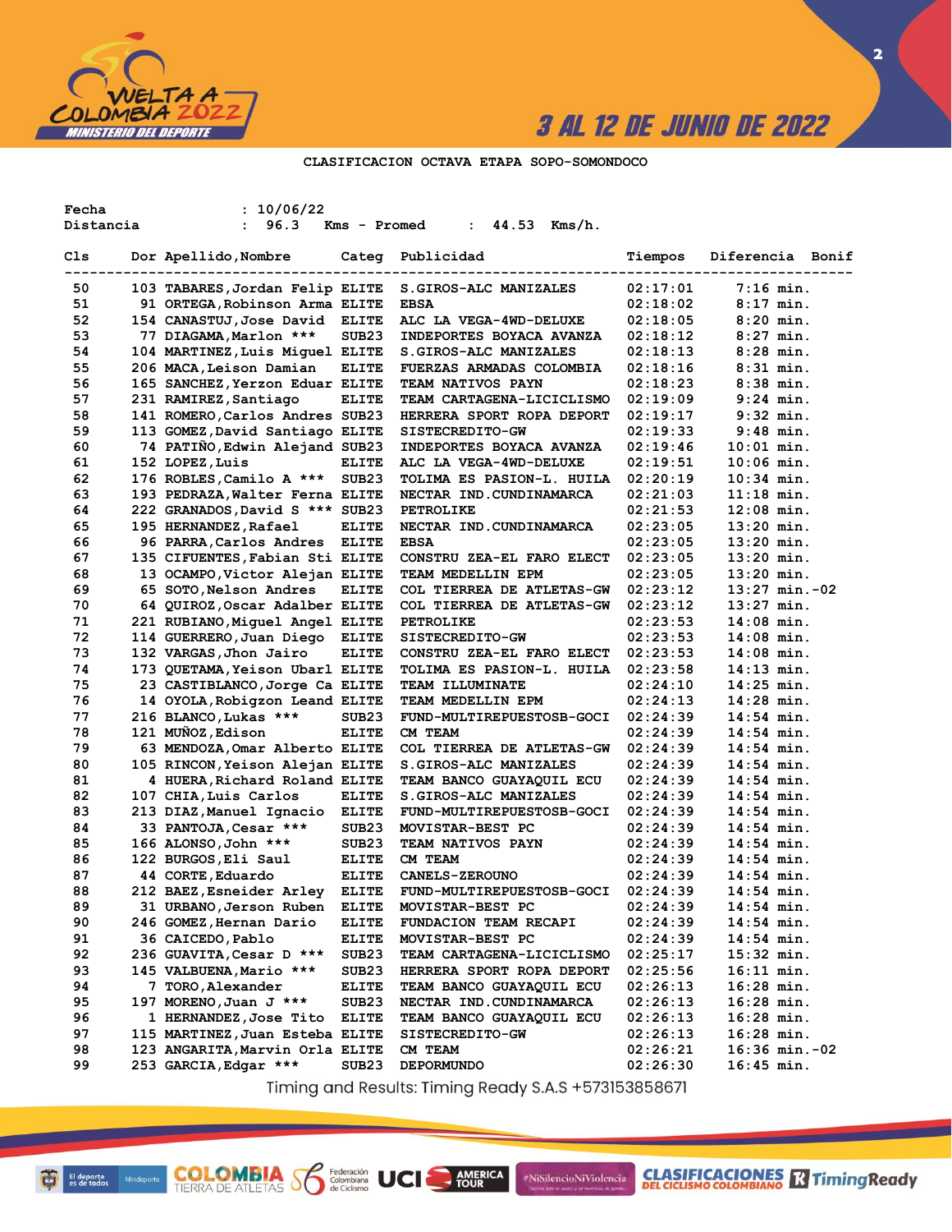CLASIFICACION OCTAVA ETAPA SOPO-SOMONDOCO

Fecha : 10/06/22
Distancia : 96.3 Kms - Promed : 44.53 Kms/h.

| Cls | Dor | Apellido,Nombre | Categ | Publicidad | Tiempos | Diferencia | Bonif |
|---|---|---|---|---|---|---|---|
| 50 | 103 | TABARES,Jordan Felip | ELITE | S.GIROS-ALC MANIZALES | 02:17:01 | 7:16 min. | |
| 51 | 91 | ORTEGA,Robinson Arma | ELITE | EBSA | 02:18:02 | 8:17 min. | |
| 52 | 154 | CANASTUJ,Jose David | ELITE | ALC LA VEGA-4WD-DELUXE | 02:18:05 | 8:20 min. | |
| 53 | 77 | DIAGAMA,Marlon *** | SUB23 | INDEPORTES BOYACA AVANZA | 02:18:12 | 8:27 min. | |
| 54 | 104 | MARTINEZ,Luis Miguel | ELITE | S.GIROS-ALC MANIZALES | 02:18:13 | 8:28 min. | |
| 55 | 206 | MACA,Leison Damian | ELITE | FUERZAS ARMADAS COLOMBIA | 02:18:16 | 8:31 min. | |
| 56 | 165 | SANCHEZ,Yerzon Eduar | ELITE | TEAM NATIVOS PAYN | 02:18:23 | 8:38 min. | |
| 57 | 231 | RAMIREZ,Santiago | ELITE | TEAM CARTAGENA-LICICLISMO | 02:19:09 | 9:24 min. | |
| 58 | 141 | ROMERO,Carlos Andres | SUB23 | HERRERA SPORT ROPA DEPORT | 02:19:17 | 9:32 min. | |
| 59 | 113 | GOMEZ,David Santiago | ELITE | SISTECREDITO-GW | 02:19:33 | 9:48 min. | |
| 60 | 74 | PATIÑO,Edwin Alejand | SUB23 | INDEPORTES BOYACA AVANZA | 02:19:46 | 10:01 min. | |
| 61 | 152 | LOPEZ,Luis | ELITE | ALC LA VEGA-4WD-DELUXE | 02:19:51 | 10:06 min. | |
| 62 | 176 | ROBLES,Camilo A *** | SUB23 | TOLIMA ES PASION-L. HUILA | 02:20:19 | 10:34 min. | |
| 63 | 193 | PEDRAZA,Walter Ferna | ELITE | NECTAR IND.CUNDINAMARCA | 02:21:03 | 11:18 min. | |
| 64 | 222 | GRANADOS,David S *** | SUB23 | PETROLIKE | 02:21:53 | 12:08 min. | |
| 65 | 195 | HERNANDEZ,Rafael | ELITE | NECTAR IND.CUNDINAMARCA | 02:23:05 | 13:20 min. | |
| 66 | 96 | PARRA,Carlos Andres | ELITE | EBSA | 02:23:05 | 13:20 min. | |
| 67 | 135 | CIFUENTES,Fabian Sti | ELITE | CONSTRU ZEA-EL FARO ELECT | 02:23:05 | 13:20 min. | |
| 68 | 13 | OCAMPO,Victor Alejan | ELITE | TEAM MEDELLIN EPM | 02:23:05 | 13:20 min. | |
| 69 | 65 | SOTO,Nelson Andres | ELITE | COL TIERREA DE ATLETAS-GW | 02:23:12 | 13:27 min. | -02 |
| 70 | 64 | QUIROZ,Oscar Adalber | ELITE | COL TIERREA DE ATLETAS-GW | 02:23:12 | 13:27 min. | |
| 71 | 221 | RUBIANO,Miguel Angel | ELITE | PETROLIKE | 02:23:53 | 14:08 min. | |
| 72 | 114 | GUERRERO,Juan Diego | ELITE | SISTECREDITO-GW | 02:23:53 | 14:08 min. | |
| 73 | 132 | VARGAS,Jhon Jairo | ELITE | CONSTRU ZEA-EL FARO ELECT | 02:23:53 | 14:08 min. | |
| 74 | 173 | QUETAMA,Yeison Ubarl | ELITE | TOLIMA ES PASION-L. HUILA | 02:23:58 | 14:13 min. | |
| 75 | 23 | CASTIBLANCO,Jorge Ca | ELITE | TEAM ILLUMINATE | 02:24:10 | 14:25 min. | |
| 76 | 14 | OYOLA,Robigzon Leand | ELITE | TEAM MEDELLIN EPM | 02:24:13 | 14:28 min. | |
| 77 | 216 | BLANCO,Lukas *** | SUB23 | FUND-MULTIREPUESTOSB-GOCI | 02:24:39 | 14:54 min. | |
| 78 | 121 | MUÑOZ,Edison | ELITE | CM TEAM | 02:24:39 | 14:54 min. | |
| 79 | 63 | MENDOZA,Omar Alberto | ELITE | COL TIERREA DE ATLETAS-GW | 02:24:39 | 14:54 min. | |
| 80 | 105 | RINCON,Yeison Alejan | ELITE | S.GIROS-ALC MANIZALES | 02:24:39 | 14:54 min. | |
| 81 | 4 | HUERA,Richard Roland | ELITE | TEAM BANCO GUAYAQUIL ECU | 02:24:39 | 14:54 min. | |
| 82 | 107 | CHIA,Luis Carlos | ELITE | S.GIROS-ALC MANIZALES | 02:24:39 | 14:54 min. | |
| 83 | 213 | DIAZ,Manuel Ignacio | ELITE | FUND-MULTIREPUESTOSB-GOCI | 02:24:39 | 14:54 min. | |
| 84 | 33 | PANTOJA,Cesar *** | SUB23 | MOVISTAR-BEST PC | 02:24:39 | 14:54 min. | |
| 85 | 166 | ALONSO,John *** | SUB23 | TEAM NATIVOS PAYN | 02:24:39 | 14:54 min. | |
| 86 | 122 | BURGOS,Eli Saul | ELITE | CM TEAM | 02:24:39 | 14:54 min. | |
| 87 | 44 | CORTE,Eduardo | ELITE | CANELS-ZEROUNO | 02:24:39 | 14:54 min. | |
| 88 | 212 | BAEZ,Esneider Arley | ELITE | FUND-MULTIREPUESTOSB-GOCI | 02:24:39 | 14:54 min. | |
| 89 | 31 | URBANO,Jerson Ruben | ELITE | MOVISTAR-BEST PC | 02:24:39 | 14:54 min. | |
| 90 | 246 | GOMEZ,Hernan Dario | ELITE | FUNDACION TEAM RECAPI | 02:24:39 | 14:54 min. | |
| 91 | 36 | CAICEDO,Pablo | ELITE | MOVISTAR-BEST PC | 02:24:39 | 14:54 min. | |
| 92 | 236 | GUAVITA,Cesar D *** | SUB23 | TEAM CARTAGENA-LICICLISMO | 02:25:17 | 15:32 min. | |
| 93 | 145 | VALBUENA,Mario *** | SUB23 | HERRERA SPORT ROPA DEPORT | 02:25:56 | 16:11 min. | |
| 94 | 7 | TORO,Alexander | ELITE | TEAM BANCO GUAYAQUIL ECU | 02:26:13 | 16:28 min. | |
| 95 | 197 | MORENO,Juan J *** | SUB23 | NECTAR IND.CUNDINAMARCA | 02:26:13 | 16:28 min. | |
| 96 | 1 | HERNANDEZ,Jose Tito | ELITE | TEAM BANCO GUAYAQUIL ECU | 02:26:13 | 16:28 min. | |
| 97 | 115 | MARTINEZ,Juan Esteba | ELITE | SISTECREDITO-GW | 02:26:13 | 16:28 min. | |
| 98 | 123 | ANGARITA,Marvin Orla | ELITE | CM TEAM | 02:26:21 | 16:36 min. | -02 |
| 99 | 253 | GARCIA,Edgar *** | SUB23 | DEPORMUNDO | 02:26:30 | 16:45 min. | |

Timing and Results: Timing Ready S.A.S +573153858671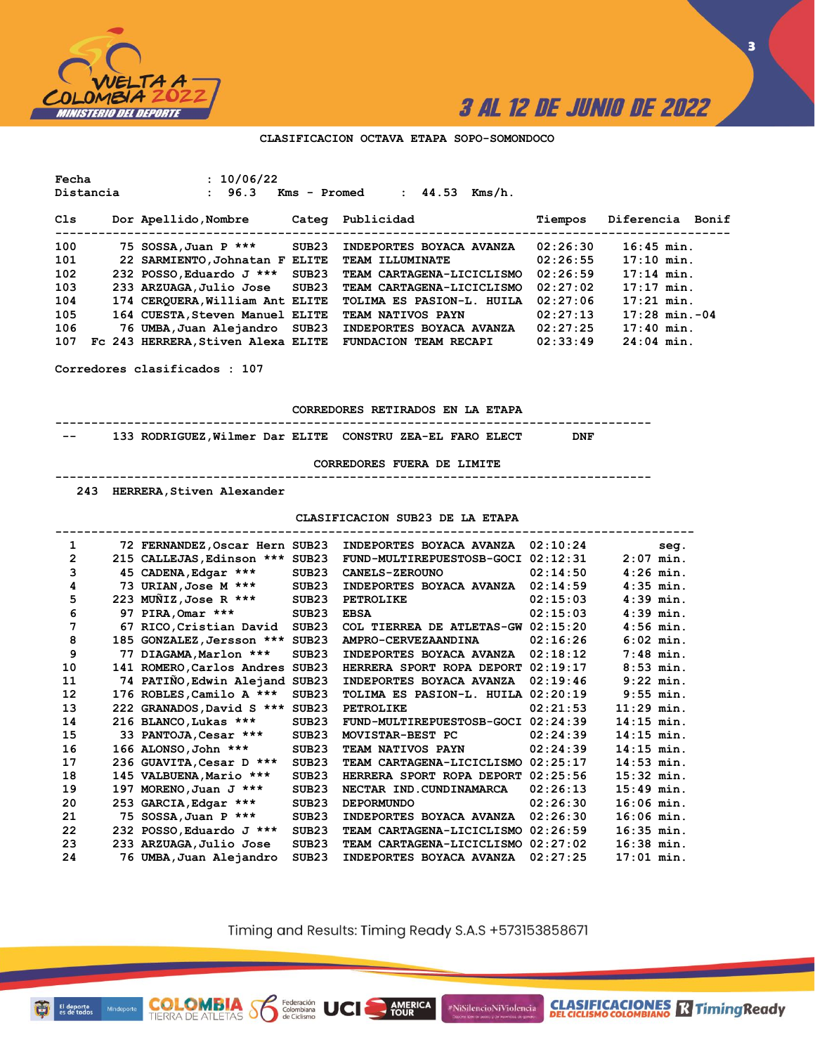**CLASIFICACION OCTAVA ETAPA SOPO-SOMONDOCO**

Fecha : 10/06/22
Distancia : 96.3 Kms - Promed : 44.53 Kms/h.

| Cls | Dor | Apellido,Nombre | Categ | Publicidad | Tiempos | Diferencia | Bonif |
|---|---|---|---|---|---|---|---|
| 100 | 75 | SOSSA,Juan P *** | SUB23 | INDEPORTES BOYACA AVANZA | 02:26:30 | 16:45 min. | |
| 101 | 22 | SARMIENTO,Johnatan F | ELITE | TEAM ILLUMINATE | 02:26:55 | 17:10 min. | |
| 102 | 232 | POSSO,Eduardo J *** | SUB23 | TEAM CARTAGENA-LICICLISMO | 02:26:59 | 17:14 min. | |
| 103 | 233 | ARZUAGA,Julio Jose | SUB23 | TEAM CARTAGENA-LICICLISMO | 02:27:02 | 17:17 min. | |
| 104 | 174 | CERQUERA,William Ant | ELITE | TOLIMA ES PASION-L. HUILA | 02:27:06 | 17:21 min. | |
| 105 | 164 | CUESTA,Steven Manuel | ELITE | TEAM NATIVOS PAYN | 02:27:13 | 17:28 min. | -04 |
| 106 | 76 | UMBA,Juan Alejandro | SUB23 | INDEPORTES BOYACA AVANZA | 02:27:25 | 17:40 min. | |
| 107 | Fc 243 | HERRERA,Stiven Alexa | ELITE | FUNDACION TEAM RECAPI | 02:33:49 | 24:04 min. | |

Corredores clasificados : 107

**CORREDORES RETIRADOS EN LA ETAPA**

| | Dor | Apellido,Nombre | Categ | Publicidad | |
|---|---|---|---|---|---|
| -- | 133 | RODRIGUEZ,Wilmer Dar | ELITE | CONSTRU ZEA-EL FARO ELECT | DNF |

**CORREDORES FUERA DE LIMITE**

243 HERRERA,Stiven Alexander

**CLASIFICACION SUB23 DE LA ETAPA**

| Cls | Dor | Apellido,Nombre | Categ | Publicidad | Tiempos | Diferencia |
|---|---|---|---|---|---|---|
| 1 | 72 | FERNANDEZ,Oscar Hern | SUB23 | INDEPORTES BOYACA AVANZA | 02:10:24 | seg. |
| 2 | 215 | CALLEJAS,Edinson *** | SUB23 | FUND-MULTIREPUESTOSB-GOCI | 02:12:31 | 2:07 min. |
| 3 | 45 | CADENA,Edgar *** | SUB23 | CANELS-ZEROUNO | 02:14:50 | 4:26 min. |
| 4 | 73 | URIAN,Jose M *** | SUB23 | INDEPORTES BOYACA AVANZA | 02:14:59 | 4:35 min. |
| 5 | 223 | MUÑIZ,Jose R *** | SUB23 | PETROLIKE | 02:15:03 | 4:39 min. |
| 6 | 97 | PIRA,Omar *** | SUB23 | EBSA | 02:15:03 | 4:39 min. |
| 7 | 67 | RICO,Cristian David | SUB23 | COL TIERREA DE ATLETAS-GW | 02:15:20 | 4:56 min. |
| 8 | 185 | GONZALEZ,Jersson *** | SUB23 | AMPRO-CERVEZAANDINA | 02:16:26 | 6:02 min. |
| 9 | 77 | DIAGAMA,Marlon *** | SUB23 | INDEPORTES BOYACA AVANZA | 02:18:12 | 7:48 min. |
| 10 | 141 | ROMERO,Carlos Andres | SUB23 | HERRERA SPORT ROPA DEPORT | 02:19:17 | 8:53 min. |
| 11 | 74 | PATIÑO,Edwin Alejand | SUB23 | INDEPORTES BOYACA AVANZA | 02:19:46 | 9:22 min. |
| 12 | 176 | ROBLES,Camilo A *** | SUB23 | TOLIMA ES PASION-L. HUILA | 02:20:19 | 9:55 min. |
| 13 | 222 | GRANADOS,David S *** | SUB23 | PETROLIKE | 02:21:53 | 11:29 min. |
| 14 | 216 | BLANCO,Lukas *** | SUB23 | FUND-MULTIREPUESTOSB-GOCI | 02:24:39 | 14:15 min. |
| 15 | 33 | PANTOJA,Cesar *** | SUB23 | MOVISTAR-BEST PC | 02:24:39 | 14:15 min. |
| 16 | 166 | ALONSO,John *** | SUB23 | TEAM NATIVOS PAYN | 02:24:39 | 14:15 min. |
| 17 | 236 | GUAVITA,Cesar D *** | SUB23 | TEAM CARTAGENA-LICICLISMO | 02:25:17 | 14:53 min. |
| 18 | 145 | VALBUENA,Mario *** | SUB23 | HERRERA SPORT ROPA DEPORT | 02:25:56 | 15:32 min. |
| 19 | 197 | MORENO,Juan J *** | SUB23 | NECTAR IND.CUNDINAMARCA | 02:26:13 | 15:49 min. |
| 20 | 253 | GARCIA,Edgar *** | SUB23 | DEPORMUNDO | 02:26:30 | 16:06 min. |
| 21 | 75 | SOSSA,Juan P *** | SUB23 | INDEPORTES BOYACA AVANZA | 02:26:30 | 16:06 min. |
| 22 | 232 | POSSO,Eduardo J *** | SUB23 | TEAM CARTAGENA-LICICLISMO | 02:26:59 | 16:35 min. |
| 23 | 233 | ARZUAGA,Julio Jose | SUB23 | TEAM CARTAGENA-LICICLISMO | 02:27:02 | 16:38 min. |
| 24 | 76 | UMBA,Juan Alejandro | SUB23 | INDEPORTES BOYACA AVANZA | 02:27:25 | 17:01 min. |

Timing and Results: Timing Ready S.A.S +573153858671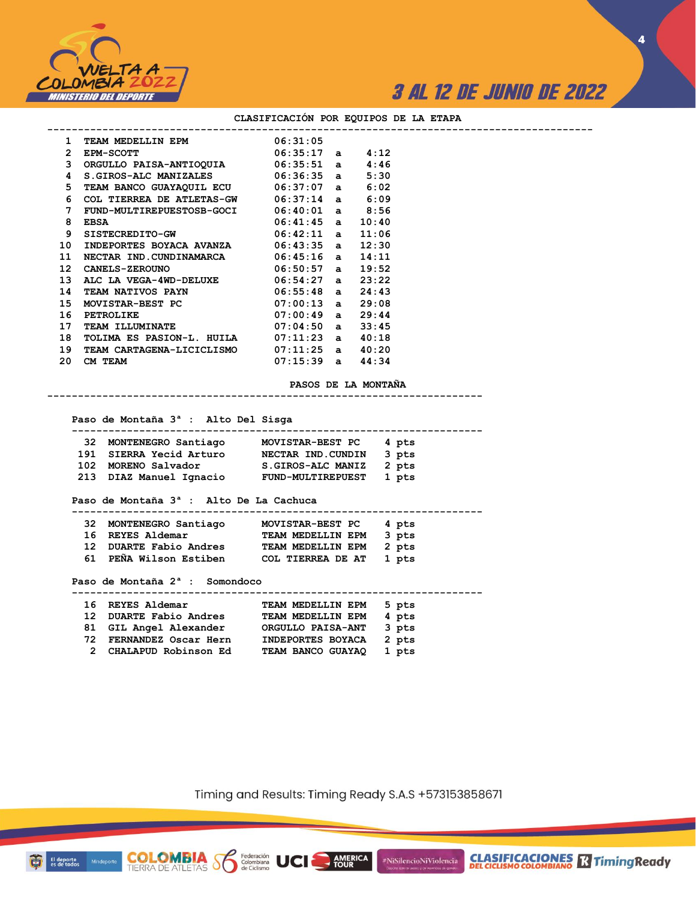## CLASIFICACIÓN POR EQUIPOS DE LA ETAPA

| Pos. | Equipo | Tiempo | | Diferencia |
|---|---|---|---|---|
| 1 | TEAM MEDELLIN EPM | 06:31:05 | | |
| 2 | EPM-SCOTT | 06:35:17 | a | 4:12 |
| 3 | ORGULLO PAISA-ANTIOQUIA | 06:35:51 | a | 4:46 |
| 4 | S.GIROS-ALC MANIZALES | 06:36:35 | a | 5:30 |
| 5 | TEAM BANCO GUAYAQUIL ECU | 06:37:07 | a | 6:02 |
| 6 | COL TIERREA DE ATLETAS-GW | 06:37:14 | a | 6:09 |
| 7 | FUND-MULTIREPUESTOSB-GOCI | 06:40:01 | a | 8:56 |
| 8 | EBSA | 06:41:45 | a | 10:40 |
| 9 | SISTECREDITO-GW | 06:42:11 | a | 11:06 |
| 10 | INDEPORTES BOYACA AVANZA | 06:43:35 | a | 12:30 |
| 11 | NECTAR IND.CUNDINAMARCA | 06:45:16 | a | 14:11 |
| 12 | CANELS-ZEROUNO | 06:50:57 | a | 19:52 |
| 13 | ALC LA VEGA-4WD-DELUXE | 06:54:27 | a | 23:22 |
| 14 | TEAM NATIVOS PAYN | 06:55:48 | a | 24:43 |
| 15 | MOVISTAR-BEST PC | 07:00:13 | a | 29:08 |
| 16 | PETROLIKE | 07:00:49 | a | 29:44 |
| 17 | TEAM ILLUMINATE | 07:04:50 | a | 33:45 |
| 18 | TOLIMA ES PASION-L. HUILA | 07:11:23 | a | 40:18 |
| 19 | TEAM CARTAGENA-LICICLISMO | 07:11:25 | a | 40:20 |
| 20 | CM TEAM | 07:15:39 | a | 44:34 |

## PASOS DE LA MONTAÑA

### Paso de Montaña 3ª : Alto Del Sisga

| Dorsal | Corredor | Equipo | Puntos |
|---|---|---|---|
| 32 | MONTENEGRO Santiago | MOVISTAR-BEST PC | 4 pts |
| 191 | SIERRA Yecid Arturo | NECTAR IND.CUNDIN | 3 pts |
| 102 | MORENO Salvador | S.GIROS-ALC MANIZ | 2 pts |
| 213 | DIAZ Manuel Ignacio | FUND-MULTIREPUEST | 1 pts |

### Paso de Montaña 3ª : Alto De La Cachuca

| Dorsal | Corredor | Equipo | Puntos |
|---|---|---|---|
| 32 | MONTENEGRO Santiago | MOVISTAR-BEST PC | 4 pts |
| 16 | REYES Aldemar | TEAM MEDELLIN EPM | 3 pts |
| 12 | DUARTE Fabio Andres | TEAM MEDELLIN EPM | 2 pts |
| 61 | PEÑA Wilson Estiben | COL TIERREA DE AT | 1 pts |

### Paso de Montaña 2ª : Somondoco

| Dorsal | Corredor | Equipo | Puntos |
|---|---|---|---|
| 16 | REYES Aldemar | TEAM MEDELLIN EPM | 5 pts |
| 12 | DUARTE Fabio Andres | TEAM MEDELLIN EPM | 4 pts |
| 81 | GIL Angel Alexander | ORGULLO PAISA-ANT | 3 pts |
| 72 | FERNANDEZ Oscar Hern | INDEPORTES BOYACA | 2 pts |
| 2 | CHALAPUD Robinson Ed | TEAM BANCO GUAYAQ | 1 pts |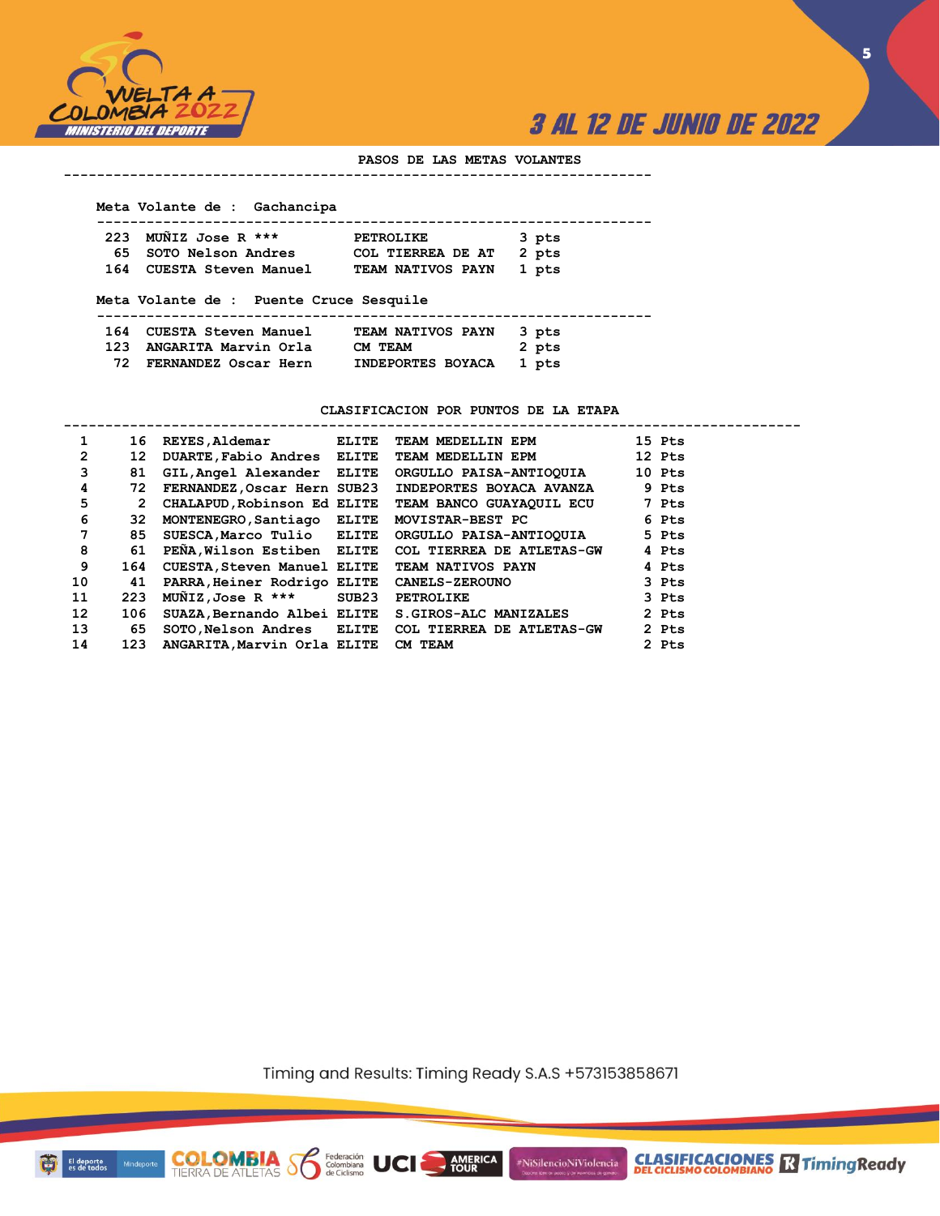## PASOS DE LAS METAS VOLANTES

### Meta Volante de : Gachancipa

| Dorsal | Nombre | Equipo | Puntos |
|---|---|---|---|
| 223 | MUÑIZ Jose R *** | PETROLIKE | 3 pts |
| 65 | SOTO Nelson Andres | COL TIERREA DE AT | 2 pts |
| 164 | CUESTA Steven Manuel | TEAM NATIVOS PAYN | 1 pts |

### Meta Volante de : Puente Cruce Sesquile

| Dorsal | Nombre | Equipo | Puntos |
|---|---|---|---|
| 164 | CUESTA Steven Manuel | TEAM NATIVOS PAYN | 3 pts |
| 123 | ANGARITA Marvin Orla | CM TEAM | 2 pts |
| 72 | FERNANDEZ Oscar Hern | INDEPORTES BOYACA | 1 pts |

## CLASIFICACION POR PUNTOS DE LA ETAPA

| Pos | Dorsal | Nombre | Cat. | Equipo | Puntos |
|---|---|---|---|---|---|
| 1 | 16 | REYES,Aldemar | ELITE | TEAM MEDELLIN EPM | 15 Pts |
| 2 | 12 | DUARTE,Fabio Andres | ELITE | TEAM MEDELLIN EPM | 12 Pts |
| 3 | 81 | GIL,Angel Alexander | ELITE | ORGULLO PAISA-ANTIOQUIA | 10 Pts |
| 4 | 72 | FERNANDEZ,Oscar Hern | SUB23 | INDEPORTES BOYACA AVANZA | 9 Pts |
| 5 | 2 | CHALAPUD,Robinson Ed | ELITE | TEAM BANCO GUAYAQUIL ECU | 7 Pts |
| 6 | 32 | MONTENEGRO,Santiago | ELITE | MOVISTAR-BEST PC | 6 Pts |
| 7 | 85 | SUESCA,Marco Tulio | ELITE | ORGULLO PAISA-ANTIOQUIA | 5 Pts |
| 8 | 61 | PEÑA,Wilson Estiben | ELITE | COL TIERREA DE ATLETAS-GW | 4 Pts |
| 9 | 164 | CUESTA,Steven Manuel | ELITE | TEAM NATIVOS PAYN | 4 Pts |
| 10 | 41 | PARRA,Heiner Rodrigo | ELITE | CANELS-ZEROUNO | 3 Pts |
| 11 | 223 | MUÑIZ,Jose R *** | SUB23 | PETROLIKE | 3 Pts |
| 12 | 106 | SUAZA,Bernando Albei | ELITE | S.GIROS-ALC MANIZALES | 2 Pts |
| 13 | 65 | SOTO,Nelson Andres | ELITE | COL TIERREA DE ATLETAS-GW | 2 Pts |
| 14 | 123 | ANGARITA,Marvin Orla | ELITE | CM TEAM | 2 Pts |

Timing and Results: Timing Ready S.A.S +573153858671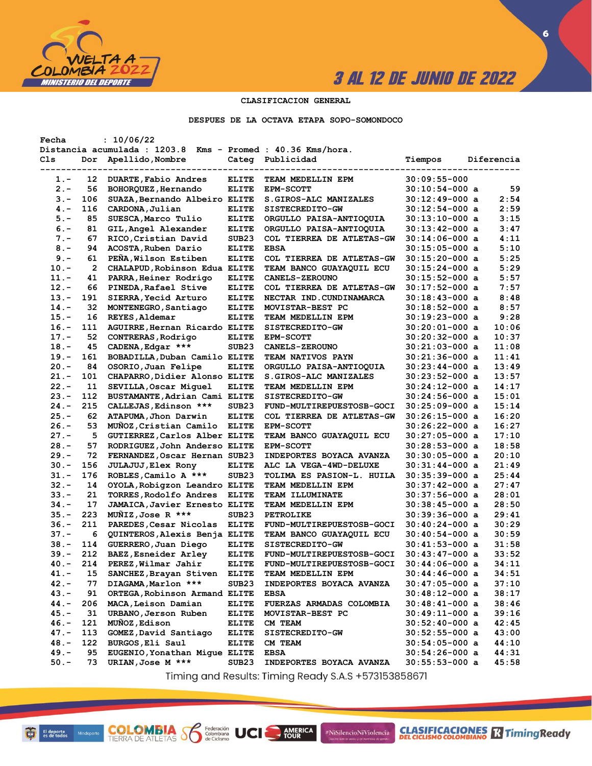CLASIFICACION GENERAL

DESPUES DE LA OCTAVA ETAPA SOPO-SOMONDOCO

Fecha : 10/06/22
Distancia acumulada : 1203.8 Kms - Promed : 40.36 Kms/hora.

| Cls | Dor | Apellido,Nombre | Categ | Publicidad | Tiempos | Diferencia |
|---|---|---|---|---|---|---|
| 1.- | 12 | DUARTE,Fabio Andres | ELITE | TEAM MEDELLIN EPM | 30:09:55-000 | |
| 2.- | 56 | BOHORQUEZ,Hernando | ELITE | EPM-SCOTT | 30:10:54-000 a | 59 |
| 3.- | 106 | SUAZA,Bernando Albeiro | ELITE | S.GIROS-ALC MANIZALES | 30:12:49-000 a | 2:54 |
| 4.- | 116 | CARDONA,Julian | ELITE | SISTECREDITO-GW | 30:12:54-000 a | 2:59 |
| 5.- | 85 | SUESCA,Marco Tulio | ELITE | ORGULLO PAISA-ANTIOQUIA | 30:13:10-000 a | 3:15 |
| 6.- | 81 | GIL,Angel Alexander | ELITE | ORGULLO PAISA-ANTIOQUIA | 30:13:42-000 a | 3:47 |
| 7.- | 67 | RICO,Cristian David | SUB23 | COL TIERREA DE ATLETAS-GW | 30:14:06-000 a | 4:11 |
| 8.- | 94 | ACOSTA,Ruben Dario | ELITE | EBSA | 30:15:05-000 a | 5:10 |
| 9.- | 61 | PEÑA,Wilson Estiben | ELITE | COL TIERREA DE ATLETAS-GW | 30:15:20-000 a | 5:25 |
| 10.- | 2 | CHALAPUD,Robinson Edua | ELITE | TEAM BANCO GUAYAQUIL ECU | 30:15:24-000 a | 5:29 |
| 11.- | 41 | PARRA,Heiner Rodrigo | ELITE | CANELS-ZEROUNO | 30:15:52-000 a | 5:57 |
| 12.- | 66 | PINEDA,Rafael Stive | ELITE | COL TIERREA DE ATLETAS-GW | 30:17:52-000 a | 7:57 |
| 13.- | 191 | SIERRA,Yecid Arturo | ELITE | NECTAR IND.CUNDINAMARCA | 30:18:43-000 a | 8:48 |
| 14.- | 32 | MONTENEGRO,Santiago | ELITE | MOVISTAR-BEST PC | 30:18:52-000 a | 8:57 |
| 15.- | 16 | REYES,Aldemar | ELITE | TEAM MEDELLIN EPM | 30:19:23-000 a | 9:28 |
| 16.- | 111 | AGUIRRE,Hernan Ricardo | ELITE | SISTECREDITO-GW | 30:20:01-000 a | 10:06 |
| 17.- | 52 | CONTRERAS,Rodrigo | ELITE | EPM-SCOTT | 30:20:32-000 a | 10:37 |
| 18.- | 45 | CADENA,Edgar *** | SUB23 | CANELS-ZEROUNO | 30:21:03-000 a | 11:08 |
| 19.- | 161 | BOBADILLA,Duban Camilo | ELITE | TEAM NATIVOS PAYN | 30:21:36-000 a | 11:41 |
| 20.- | 84 | OSORIO,Juan Felipe | ELITE | ORGULLO PAISA-ANTIOQUIA | 30:23:44-000 a | 13:49 |
| 21.- | 101 | CHAPARRO,Didier Alonso | ELITE | S.GIROS-ALC MANIZALES | 30:23:52-000 a | 13:57 |
| 22.- | 11 | SEVILLA,Oscar Miguel | ELITE | TEAM MEDELLIN EPM | 30:24:12-000 a | 14:17 |
| 23.- | 112 | BUSTAMANTE,Adrian Cami | ELITE | SISTECREDITO-GW | 30:24:56-000 a | 15:01 |
| 24.- | 215 | CALLEJAS,Edinson *** | SUB23 | FUND-MULTIREPUESTOSB-GOCI | 30:25:09-000 a | 15:14 |
| 25.- | 62 | ATAPUMA,Jhon Darwin | ELITE | COL TIERREA DE ATLETAS-GW | 30:26:15-000 a | 16:20 |
| 26.- | 53 | MUÑOZ,Cristian Camilo | ELITE | EPM-SCOTT | 30:26:22-000 a | 16:27 |
| 27.- | 5 | GUTIERREZ,Carlos Alber | ELITE | TEAM BANCO GUAYAQUIL ECU | 30:27:05-000 a | 17:10 |
| 28.- | 57 | RODRIGUEZ,John Anderso | ELITE | EPM-SCOTT | 30:28:53-000 a | 18:58 |
| 29.- | 72 | FERNANDEZ,Oscar Hernan | SUB23 | INDEPORTES BOYACA AVANZA | 30:30:05-000 a | 20:10 |
| 30.- | 156 | JULAJUJ,Elex Rony | ELITE | ALC LA VEGA-4WD-DELUXE | 30:31:44-000 a | 21:49 |
| 31.- | 176 | ROBLES,Camilo A *** | SUB23 | TOLIMA ES PASION-L. HUILA | 30:35:39-000 a | 25:44 |
| 32.- | 14 | OYOLA,Robigzon Leandro | ELITE | TEAM MEDELLIN EPM | 30:37:42-000 a | 27:47 |
| 33.- | 21 | TORRES,Rodolfo Andres | ELITE | TEAM ILLUMINATE | 30:37:56-000 a | 28:01 |
| 34.- | 17 | JAMAICA,Javier Ernesto | ELITE | TEAM MEDELLIN EPM | 30:38:45-000 a | 28:50 |
| 35.- | 223 | MUÑIZ,Jose R *** | SUB23 | PETROLIKE | 30:39:36-000 a | 29:41 |
| 36.- | 211 | PAREDES,Cesar Nicolas | ELITE | FUND-MULTIREPUESTOSB-GOCI | 30:40:24-000 a | 30:29 |
| 37.- | 6 | QUINTEROS,Alexis Benja | ELITE | TEAM BANCO GUAYAQUIL ECU | 30:40:54-000 a | 30:59 |
| 38.- | 114 | GUERRERO,Juan Diego | ELITE | SISTECREDITO-GW | 30:41:53-000 a | 31:58 |
| 39.- | 212 | BAEZ,Esneider Arley | ELITE | FUND-MULTIREPUESTOSB-GOCI | 30:43:47-000 a | 33:52 |
| 40.- | 214 | PEREZ,Wilmar Jahir | ELITE | FUND-MULTIREPUESTOSB-GOCI | 30:44:06-000 a | 34:11 |
| 41.- | 15 | SANCHEZ,Brayan Stiven | ELITE | TEAM MEDELLIN EPM | 30:44:46-000 a | 34:51 |
| 42.- | 77 | DIAGAMA,Marlon *** | SUB23 | INDEPORTES BOYACA AVANZA | 30:47:05-000 a | 37:10 |
| 43.- | 91 | ORTEGA,Robinson Armand | ELITE | EBSA | 30:48:12-000 a | 38:17 |
| 44.- | 206 | MACA,Leison Damian | ELITE | FUERZAS ARMADAS COLOMBIA | 30:48:41-000 a | 38:46 |
| 45.- | 31 | URBANO,Jerson Ruben | ELITE | MOVISTAR-BEST PC | 30:49:11-000 a | 39:16 |
| 46.- | 121 | MUÑOZ,Edison | ELITE | CM TEAM | 30:52:40-000 a | 42:45 |
| 47.- | 113 | GOMEZ,David Santiago | ELITE | SISTECREDITO-GW | 30:52:55-000 a | 43:00 |
| 48.- | 122 | BURGOS,Eli Saul | ELITE | CM TEAM | 30:54:05-000 a | 44:10 |
| 49.- | 95 | EUGENIO,Yonathan Migue | ELITE | EBSA | 30:54:26-000 a | 44:31 |
| 50.- | 73 | URIAN,Jose M *** | SUB23 | INDEPORTES BOYACA AVANZA | 30:55:53-000 a | 45:58 |

Timing and Results: Timing Ready S.A.S +573153858671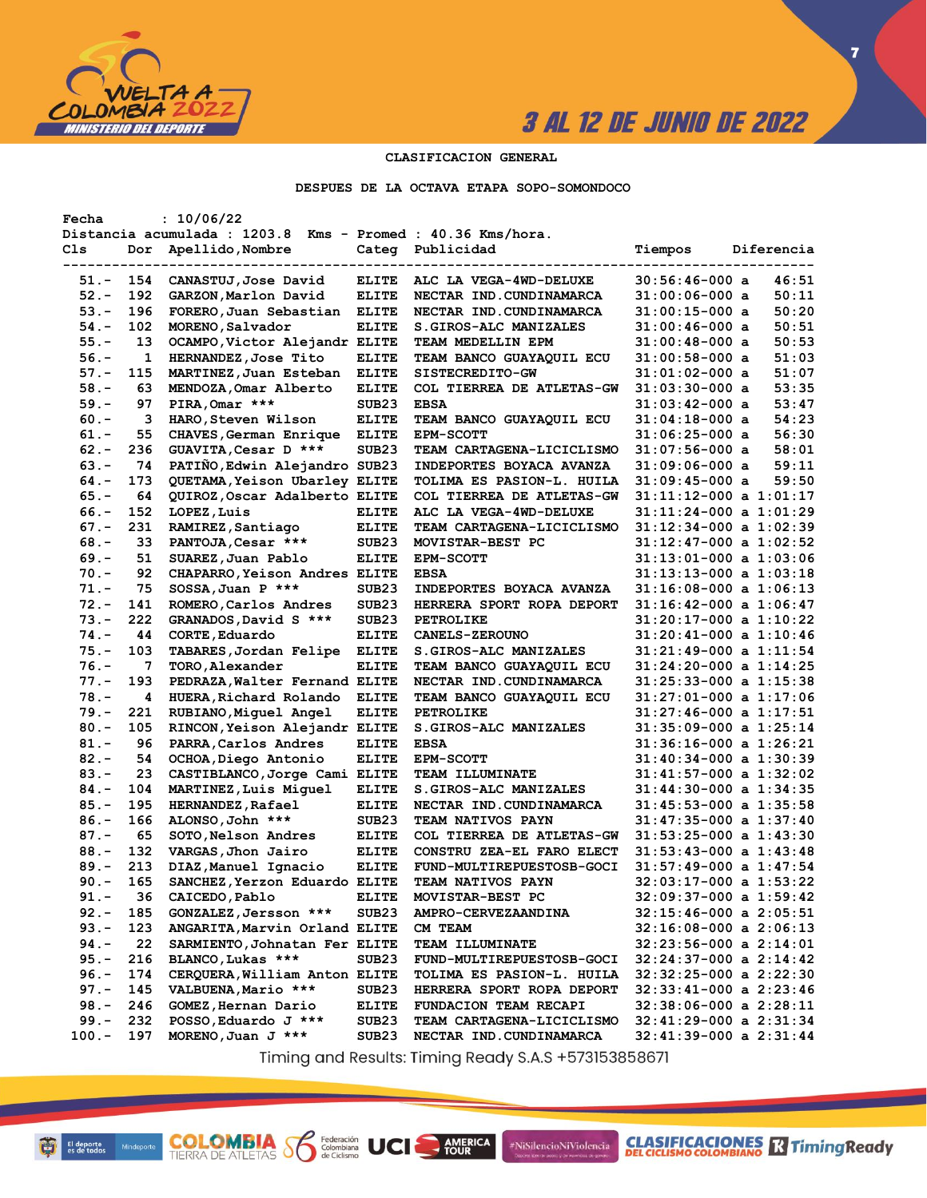# CLASIFICACION GENERAL

## DESPUES DE LA OCTAVA ETAPA SOPO-SOMONDOCO

Fecha : 10/06/22
Distancia acumulada : 1203.8 Kms - Promed : 40.36 Kms/hora.

| Cls | Dor | Apellido,Nombre | Categ | Publicidad | Tiempos | Diferencia |
|---|---|---|---|---|---|---|
| 51.- | 154 | CANASTUJ,Jose David | ELITE | ALC LA VEGA-4WD-DELUXE | 30:56:46-000 a | 46:51 |
| 52.- | 192 | GARZON,Marlon David | ELITE | NECTAR IND.CUNDINAMARCA | 31:00:06-000 a | 50:11 |
| 53.- | 196 | FORERO,Juan Sebastian | ELITE | NECTAR IND.CUNDINAMARCA | 31:00:15-000 a | 50:20 |
| 54.- | 102 | MORENO,Salvador | ELITE | S.GIROS-ALC MANIZALES | 31:00:46-000 a | 50:51 |
| 55.- | 13 | OCAMPO,Victor Alejandr | ELITE | TEAM MEDELLIN EPM | 31:00:48-000 a | 50:53 |
| 56.- | 1 | HERNANDEZ,Jose Tito | ELITE | TEAM BANCO GUAYAQUIL ECU | 31:00:58-000 a | 51:03 |
| 57.- | 115 | MARTINEZ,Juan Esteban | ELITE | SISTECREDITO-GW | 31:01:02-000 a | 51:07 |
| 58.- | 63 | MENDOZA,Omar Alberto | ELITE | COL TIERREA DE ATLETAS-GW | 31:03:30-000 a | 53:35 |
| 59.- | 97 | PIRA,Omar *** | SUB23 | EBSA | 31:03:42-000 a | 53:47 |
| 60.- | 3 | HARO,Steven Wilson | ELITE | TEAM BANCO GUAYAQUIL ECU | 31:04:18-000 a | 54:23 |
| 61.- | 55 | CHAVES,German Enrique | ELITE | EPM-SCOTT | 31:06:25-000 a | 56:30 |
| 62.- | 236 | GUAVITA,Cesar D *** | SUB23 | TEAM CARTAGENA-LICICLISMO | 31:07:56-000 a | 58:01 |
| 63.- | 74 | PATIÑO,Edwin Alejandro | SUB23 | INDEPORTES BOYACA AVANZA | 31:09:06-000 a | 59:11 |
| 64.- | 173 | QUETAMA,Yeison Ubarley | ELITE | TOLIMA ES PASION-L. HUILA | 31:09:45-000 a | 59:50 |
| 65.- | 64 | QUIROZ,Oscar Adalberto | ELITE | COL TIERREA DE ATLETAS-GW | 31:11:12-000 a | 1:01:17 |
| 66.- | 152 | LOPEZ,Luis | ELITE | ALC LA VEGA-4WD-DELUXE | 31:11:24-000 a | 1:01:29 |
| 67.- | 231 | RAMIREZ,Santiago | ELITE | TEAM CARTAGENA-LICICLISMO | 31:12:34-000 a | 1:02:39 |
| 68.- | 33 | PANTOJA,Cesar *** | SUB23 | MOVISTAR-BEST PC | 31:12:47-000 a | 1:02:52 |
| 69.- | 51 | SUAREZ,Juan Pablo | ELITE | EPM-SCOTT | 31:13:01-000 a | 1:03:06 |
| 70.- | 92 | CHAPARRO,Yeison Andres | ELITE | EBSA | 31:13:13-000 a | 1:03:18 |
| 71.- | 75 | SOSSA,Juan P *** | SUB23 | INDEPORTES BOYACA AVANZA | 31:16:08-000 a | 1:06:13 |
| 72.- | 141 | ROMERO,Carlos Andres | SUB23 | HERRERA SPORT ROPA DEPORT | 31:16:42-000 a | 1:06:47 |
| 73.- | 222 | GRANADOS,David S *** | SUB23 | PETROLIKE | 31:20:17-000 a | 1:10:22 |
| 74.- | 44 | CORTE,Eduardo | ELITE | CANELS-ZEROUNO | 31:20:41-000 a | 1:10:46 |
| 75.- | 103 | TABARES,Jordan Felipe | ELITE | S.GIROS-ALC MANIZALES | 31:21:49-000 a | 1:11:54 |
| 76.- | 7 | TORO,Alexander | ELITE | TEAM BANCO GUAYAQUIL ECU | 31:24:20-000 a | 1:14:25 |
| 77.- | 193 | PEDRAZA,Walter Fernand | ELITE | NECTAR IND.CUNDINAMARCA | 31:25:33-000 a | 1:15:38 |
| 78.- | 4 | HUERA,Richard Rolando | ELITE | TEAM BANCO GUAYAQUIL ECU | 31:27:01-000 a | 1:17:06 |
| 79.- | 221 | RUBIANO,Miguel Angel | ELITE | PETROLIKE | 31:27:46-000 a | 1:17:51 |
| 80.- | 105 | RINCON,Yeison Alejandr | ELITE | S.GIROS-ALC MANIZALES | 31:35:09-000 a | 1:25:14 |
| 81.- | 96 | PARRA,Carlos Andres | ELITE | EBSA | 31:36:16-000 a | 1:26:21 |
| 82.- | 54 | OCHOA,Diego Antonio | ELITE | EPM-SCOTT | 31:40:34-000 a | 1:30:39 |
| 83.- | 23 | CASTIBLANCO,Jorge Cami | ELITE | TEAM ILLUMINATE | 31:41:57-000 a | 1:32:02 |
| 84.- | 104 | MARTINEZ,Luis Miguel | ELITE | S.GIROS-ALC MANIZALES | 31:44:30-000 a | 1:34:35 |
| 85.- | 195 | HERNANDEZ,Rafael | ELITE | NECTAR IND.CUNDINAMARCA | 31:45:53-000 a | 1:35:58 |
| 86.- | 166 | ALONSO,John *** | SUB23 | TEAM NATIVOS PAYN | 31:47:35-000 a | 1:37:40 |
| 87.- | 65 | SOTO,Nelson Andres | ELITE | COL TIERREA DE ATLETAS-GW | 31:53:25-000 a | 1:43:30 |
| 88.- | 132 | VARGAS,Jhon Jairo | ELITE | CONSTRU ZEA-EL FARO ELECT | 31:53:43-000 a | 1:43:48 |
| 89.- | 213 | DIAZ,Manuel Ignacio | ELITE | FUND-MULTIREPUESTOSB-GOCI | 31:57:49-000 a | 1:47:54 |
| 90.- | 165 | SANCHEZ,Yerzon Eduardo | ELITE | TEAM NATIVOS PAYN | 32:03:17-000 a | 1:53:22 |
| 91.- | 36 | CAICEDO,Pablo | ELITE | MOVISTAR-BEST PC | 32:09:37-000 a | 1:59:42 |
| 92.- | 185 | GONZALEZ,Jersson *** | SUB23 | AMPRO-CERVEZAANDINA | 32:15:46-000 a | 2:05:51 |
| 93.- | 123 | ANGARITA,Marvin Orland | ELITE | CM TEAM | 32:16:08-000 a | 2:06:13 |
| 94.- | 22 | SARMIENTO,Johnatan Fer | ELITE | TEAM ILLUMINATE | 32:23:56-000 a | 2:14:01 |
| 95.- | 216 | BLANCO,Lukas *** | SUB23 | FUND-MULTIREPUESTOSB-GOCI | 32:24:37-000 a | 2:14:42 |
| 96.- | 174 | CERQUERA,William Anton | ELITE | TOLIMA ES PASION-L. HUILA | 32:32:25-000 a | 2:22:30 |
| 97.- | 145 | VALBUENA,Mario *** | SUB23 | HERRERA SPORT ROPA DEPORT | 32:33:41-000 a | 2:23:46 |
| 98.- | 246 | GOMEZ,Hernan Dario | ELITE | FUNDACION TEAM RECAPI | 32:38:06-000 a | 2:28:11 |
| 99.- | 232 | POSSO,Eduardo J *** | SUB23 | TEAM CARTAGENA-LICICLISMO | 32:41:29-000 a | 2:31:34 |
| 100.- | 197 | MORENO,Juan J *** | SUB23 | NECTAR IND.CUNDINAMARCA | 32:41:39-000 a | 2:31:44 |

Timing and Results: Timing Ready S.A.S +573153858671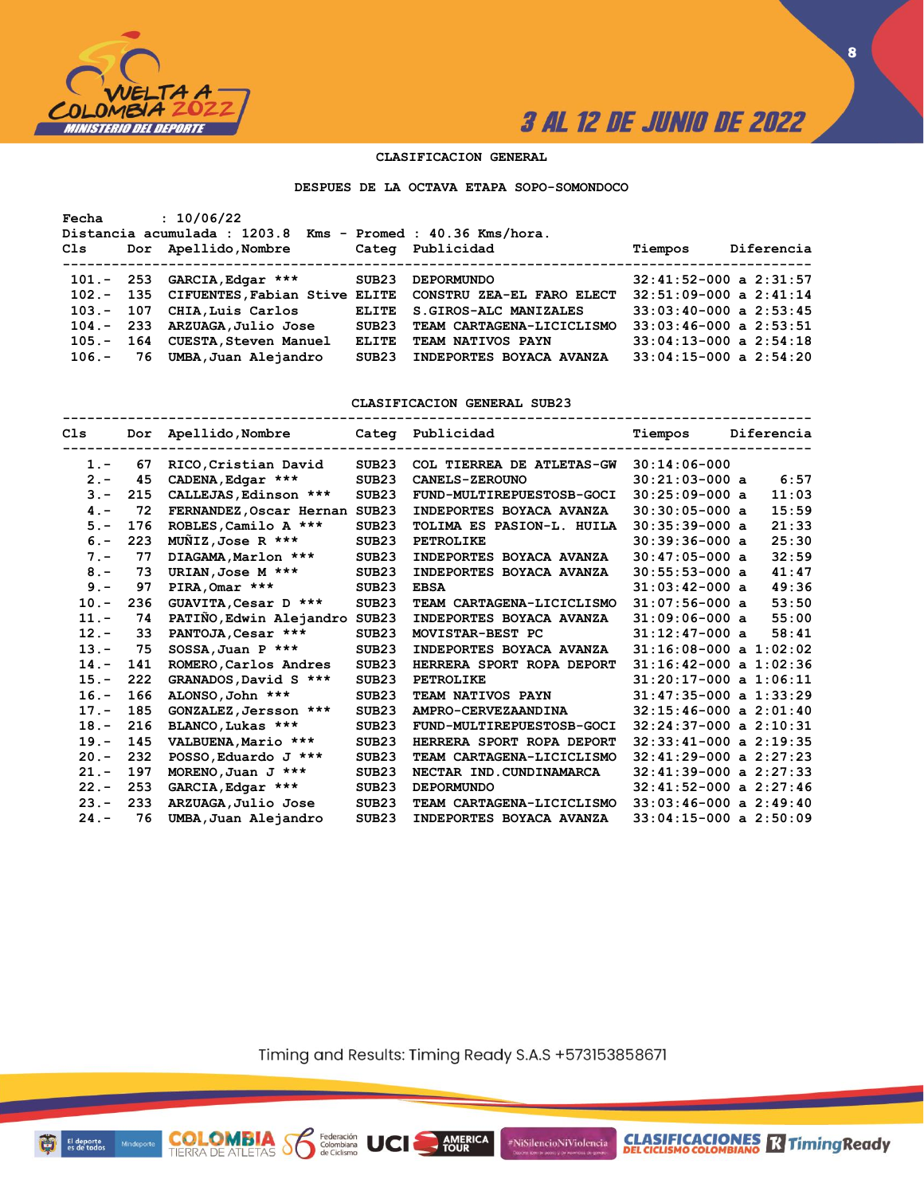**CLASIFICACION GENERAL**

**DESPUES DE LA OCTAVA ETAPA SOPO-SOMONDOCO**

Fecha : 10/06/22
Distancia acumulada : 1203.8 Kms - Promed : 40.36 Kms/hora.

| Cls | Dor | Apellido,Nombre | Categ | Publicidad | Tiempos | Diferencia |
|---|---|---|---|---|---|---|
| 101.- | 253 | GARCIA,Edgar *** | SUB23 | DEPORMUNDO | 32:41:52-000 | a 2:31:57 |
| 102.- | 135 | CIFUENTES,Fabian Stive | ELITE | CONSTRU ZEA-EL FARO ELECT | 32:51:09-000 | a 2:41:14 |
| 103.- | 107 | CHIA,Luis Carlos | ELITE | S.GIROS-ALC MANIZALES | 33:03:40-000 | a 2:53:45 |
| 104.- | 233 | ARZUAGA,Julio Jose | SUB23 | TEAM CARTAGENA-LICICLISMO | 33:03:46-000 | a 2:53:51 |
| 105.- | 164 | CUESTA,Steven Manuel | ELITE | TEAM NATIVOS PAYN | 33:04:13-000 | a 2:54:18 |
| 106.- | 76 | UMBA,Juan Alejandro | SUB23 | INDEPORTES BOYACA AVANZA | 33:04:15-000 | a 2:54:20 |

**CLASIFICACION GENERAL SUB23**

| Cls | Dor | Apellido,Nombre | Categ | Publicidad | Tiempos | Diferencia |
|---|---|---|---|---|---|---|
| 1.- | 67 | RICO,Cristian David | SUB23 | COL TIERREA DE ATLETAS-GW | 30:14:06-000 | |
| 2.- | 45 | CADENA,Edgar *** | SUB23 | CANELS-ZEROUNO | 30:21:03-000 | a 6:57 |
| 3.- | 215 | CALLEJAS,Edinson *** | SUB23 | FUND-MULTIREPUESTOSB-GOCI | 30:25:09-000 | a 11:03 |
| 4.- | 72 | FERNANDEZ,Oscar Hernan | SUB23 | INDEPORTES BOYACA AVANZA | 30:30:05-000 | a 15:59 |
| 5.- | 176 | ROBLES,Camilo A *** | SUB23 | TOLIMA ES PASION-L. HUILA | 30:35:39-000 | a 21:33 |
| 6.- | 223 | MUÑIZ,Jose R *** | SUB23 | PETROLIKE | 30:39:36-000 | a 25:30 |
| 7.- | 77 | DIAGAMA,Marlon *** | SUB23 | INDEPORTES BOYACA AVANZA | 30:47:05-000 | a 32:59 |
| 8.- | 73 | URIAN,Jose M *** | SUB23 | INDEPORTES BOYACA AVANZA | 30:55:53-000 | a 41:47 |
| 9.- | 97 | PIRA,Omar *** | SUB23 | EBSA | 31:03:42-000 | a 49:36 |
| 10.- | 236 | GUAVITA,Cesar D *** | SUB23 | TEAM CARTAGENA-LICICLISMO | 31:07:56-000 | a 53:50 |
| 11.- | 74 | PATIÑO,Edwin Alejandro | SUB23 | INDEPORTES BOYACA AVANZA | 31:09:06-000 | a 55:00 |
| 12.- | 33 | PANTOJA,Cesar *** | SUB23 | MOVISTAR-BEST PC | 31:12:47-000 | a 58:41 |
| 13.- | 75 | SOSSA,Juan P *** | SUB23 | INDEPORTES BOYACA AVANZA | 31:16:08-000 | a 1:02:02 |
| 14.- | 141 | ROMERO,Carlos Andres | SUB23 | HERRERA SPORT ROPA DEPORT | 31:16:42-000 | a 1:02:36 |
| 15.- | 222 | GRANADOS,David S *** | SUB23 | PETROLIKE | 31:20:17-000 | a 1:06:11 |
| 16.- | 166 | ALONSO,John *** | SUB23 | TEAM NATIVOS PAYN | 31:47:35-000 | a 1:33:29 |
| 17.- | 185 | GONZALEZ,Jersson *** | SUB23 | AMPRO-CERVEZAANDINA | 32:15:46-000 | a 2:01:40 |
| 18.- | 216 | BLANCO,Lukas *** | SUB23 | FUND-MULTIREPUESTOSB-GOCI | 32:24:37-000 | a 2:10:31 |
| 19.- | 145 | VALBUENA,Mario *** | SUB23 | HERRERA SPORT ROPA DEPORT | 32:33:41-000 | a 2:19:35 |
| 20.- | 232 | POSSO,Eduardo J *** | SUB23 | TEAM CARTAGENA-LICICLISMO | 32:41:29-000 | a 2:27:23 |
| 21.- | 197 | MORENO,Juan J *** | SUB23 | NECTAR IND.CUNDINAMARCA | 32:41:39-000 | a 2:27:33 |
| 22.- | 253 | GARCIA,Edgar *** | SUB23 | DEPORMUNDO | 32:41:52-000 | a 2:27:46 |
| 23.- | 233 | ARZUAGA,Julio Jose | SUB23 | TEAM CARTAGENA-LICICLISMO | 33:03:46-000 | a 2:49:40 |
| 24.- | 76 | UMBA,Juan Alejandro | SUB23 | INDEPORTES BOYACA AVANZA | 33:04:15-000 | a 2:50:09 |

Timing and Results: Timing Ready S.A.S +573153858671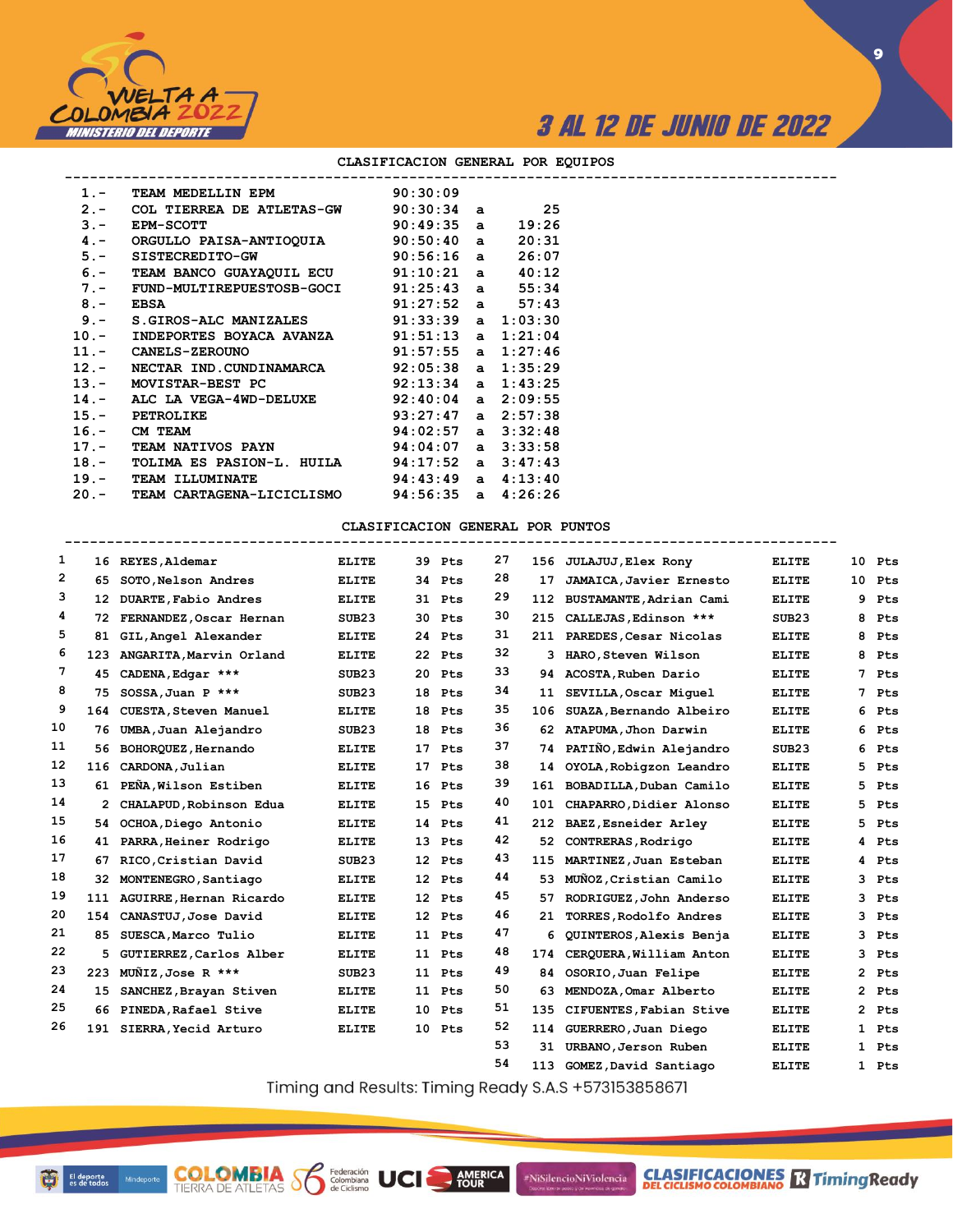## CLASIFICACION GENERAL POR EQUIPOS

| Pos | Equipo | Tiempo | | Dif |
|---|---|---|---|---|
| 1.- | TEAM MEDELLIN EPM | 90:30:09 | | |
| 2.- | COL TIERREA DE ATLETAS-GW | 90:30:34 | a | 25 |
| 3.- | EPM-SCOTT | 90:49:35 | a | 19:26 |
| 4.- | ORGULLO PAISA-ANTIOQUIA | 90:50:40 | a | 20:31 |
| 5.- | SISTECREDITO-GW | 90:56:16 | a | 26:07 |
| 6.- | TEAM BANCO GUAYAQUIL ECU | 91:10:21 | a | 40:12 |
| 7.- | FUND-MULTIREPUESTOSB-GOCI | 91:25:43 | a | 55:34 |
| 8.- | EBSA | 91:27:52 | a | 57:43 |
| 9.- | S.GIROS-ALC MANIZALES | 91:33:39 | a | 1:03:30 |
| 10.- | INDEPORTES BOYACA AVANZA | 91:51:13 | a | 1:21:04 |
| 11.- | CANELS-ZEROUNO | 91:57:55 | a | 1:27:46 |
| 12.- | NECTAR IND.CUNDINAMARCA | 92:05:38 | a | 1:35:29 |
| 13.- | MOVISTAR-BEST PC | 92:13:34 | a | 1:43:25 |
| 14.- | ALC LA VEGA-4WD-DELUXE | 92:40:04 | a | 2:09:55 |
| 15.- | PETROLIKE | 93:27:47 | a | 2:57:38 |
| 16.- | CM TEAM | 94:02:57 | a | 3:32:48 |
| 17.- | TEAM NATIVOS PAYN | 94:04:07 | a | 3:33:58 |
| 18.- | TOLIMA ES PASION-L. HUILA | 94:17:52 | a | 3:47:43 |
| 19.- | TEAM ILLUMINATE | 94:43:49 | a | 4:13:40 |
| 20.- | TEAM CARTAGENA-LICICLISMO | 94:56:35 | a | 4:26:26 |

## CLASIFICACION GENERAL POR PUNTOS

| Pos | Dorsal | Nombre | Cat. | Puntos |
|---|---|---|---|---|
| 1 | 16 | REYES,Aldemar | ELITE | 39 Pts |
| 2 | 65 | SOTO,Nelson Andres | ELITE | 34 Pts |
| 3 | 12 | DUARTE,Fabio Andres | ELITE | 31 Pts |
| 4 | 72 | FERNANDEZ,Oscar Hernan | SUB23 | 30 Pts |
| 5 | 81 | GIL,Angel Alexander | ELITE | 24 Pts |
| 6 | 123 | ANGARITA,Marvin Orland | ELITE | 22 Pts |
| 7 | 45 | CADENA,Edgar *** | SUB23 | 20 Pts |
| 8 | 75 | SOSSA,Juan P *** | SUB23 | 18 Pts |
| 9 | 164 | CUESTA,Steven Manuel | ELITE | 18 Pts |
| 10 | 76 | UMBA,Juan Alejandro | SUB23 | 18 Pts |
| 11 | 56 | BOHORQUEZ,Hernando | ELITE | 17 Pts |
| 12 | 116 | CARDONA,Julian | ELITE | 17 Pts |
| 13 | 61 | PEÑA,Wilson Estiben | ELITE | 16 Pts |
| 14 | 2 | CHALAPUD,Robinson Edua | ELITE | 15 Pts |
| 15 | 54 | OCHOA,Diego Antonio | ELITE | 14 Pts |
| 16 | 41 | PARRA,Heiner Rodrigo | ELITE | 13 Pts |
| 17 | 67 | RICO,Cristian David | SUB23 | 12 Pts |
| 18 | 32 | MONTENEGRO,Santiago | ELITE | 12 Pts |
| 19 | 111 | AGUIRRE,Hernan Ricardo | ELITE | 12 Pts |
| 20 | 154 | CANASTUJ,Jose David | ELITE | 12 Pts |
| 21 | 85 | SUESCA,Marco Tulio | ELITE | 11 Pts |
| 22 | 5 | GUTIERREZ,Carlos Alber | ELITE | 11 Pts |
| 23 | 223 | MUÑIZ,Jose R *** | SUB23 | 11 Pts |
| 24 | 15 | SANCHEZ,Brayan Stiven | ELITE | 11 Pts |
| 25 | 66 | PINEDA,Rafael Stive | ELITE | 10 Pts |
| 26 | 191 | SIERRA,Yecid Arturo | ELITE | 10 Pts |
| 27 | 156 | JULAJUJ,Elex Rony | ELITE | 10 Pts |
| 28 | 17 | JAMAICA,Javier Ernesto | ELITE | 10 Pts |
| 29 | 112 | BUSTAMANTE,Adrian Cami | ELITE | 9 Pts |
| 30 | 215 | CALLEJAS,Edinson *** | SUB23 | 8 Pts |
| 31 | 211 | PAREDES,Cesar Nicolas | ELITE | 8 Pts |
| 32 | 3 | HARO,Steven Wilson | ELITE | 8 Pts |
| 33 | 94 | ACOSTA,Ruben Dario | ELITE | 7 Pts |
| 34 | 11 | SEVILLA,Oscar Miguel | ELITE | 7 Pts |
| 35 | 106 | SUAZA,Bernando Albeiro | ELITE | 6 Pts |
| 36 | 62 | ATAPUMA,Jhon Darwin | ELITE | 6 Pts |
| 37 | 74 | PATIÑO,Edwin Alejandro | SUB23 | 6 Pts |
| 38 | 14 | OYOLA,Robigzon Leandro | ELITE | 5 Pts |
| 39 | 161 | BOBADILLA,Duban Camilo | ELITE | 5 Pts |
| 40 | 101 | CHAPARRO,Didier Alonso | ELITE | 5 Pts |
| 41 | 212 | BAEZ,Esneider Arley | ELITE | 5 Pts |
| 42 | 52 | CONTRERAS,Rodrigo | ELITE | 4 Pts |
| 43 | 115 | MARTINEZ,Juan Esteban | ELITE | 4 Pts |
| 44 | 53 | MUÑOZ,Cristian Camilo | ELITE | 3 Pts |
| 45 | 57 | RODRIGUEZ,John Anderso | ELITE | 3 Pts |
| 46 | 21 | TORRES,Rodolfo Andres | ELITE | 3 Pts |
| 47 | 6 | QUINTEROS,Alexis Benja | ELITE | 3 Pts |
| 48 | 174 | CERQUERA,William Anton | ELITE | 3 Pts |
| 49 | 84 | OSORIO,Juan Felipe | ELITE | 2 Pts |
| 50 | 63 | MENDOZA,Omar Alberto | ELITE | 2 Pts |
| 51 | 135 | CIFUENTES,Fabian Stive | ELITE | 2 Pts |
| 52 | 114 | GUERRERO,Juan Diego | ELITE | 1 Pts |
| 53 | 31 | URBANO,Jerson Ruben | ELITE | 1 Pts |
| 54 | 113 | GOMEZ,David Santiago | ELITE | 1 Pts |

Timing and Results: Timing Ready S.A.S +573153858671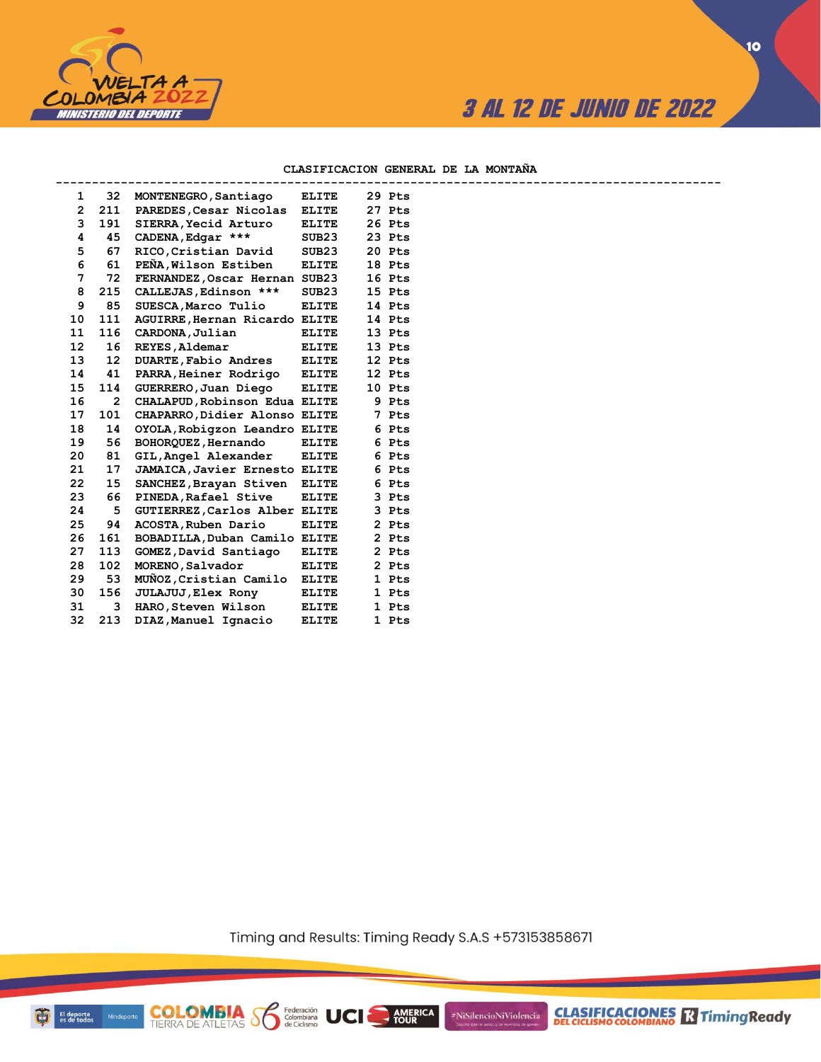## CLASIFICACION GENERAL DE LA MONTAÑA

| Pos | Dorsal | Nombre | Categoría | Puntos |
|---|---|---|---|---|
| 1 | 32 | MONTENEGRO,Santiago | ELITE | 29 Pts |
| 2 | 211 | PAREDES,Cesar Nicolas | ELITE | 27 Pts |
| 3 | 191 | SIERRA,Yecid Arturo | ELITE | 26 Pts |
| 4 | 45 | CADENA,Edgar *** | SUB23 | 23 Pts |
| 5 | 67 | RICO,Cristian David | SUB23 | 20 Pts |
| 6 | 61 | PEÑA,Wilson Estiben | ELITE | 18 Pts |
| 7 | 72 | FERNANDEZ,Oscar Hernan | SUB23 | 16 Pts |
| 8 | 215 | CALLEJAS,Edinson *** | SUB23 | 15 Pts |
| 9 | 85 | SUESCA,Marco Tulio | ELITE | 14 Pts |
| 10 | 111 | AGUIRRE,Hernan Ricardo | ELITE | 14 Pts |
| 11 | 116 | CARDONA,Julian | ELITE | 13 Pts |
| 12 | 16 | REYES,Aldemar | ELITE | 13 Pts |
| 13 | 12 | DUARTE,Fabio Andres | ELITE | 12 Pts |
| 14 | 41 | PARRA,Heiner Rodrigo | ELITE | 12 Pts |
| 15 | 114 | GUERRERO,Juan Diego | ELITE | 10 Pts |
| 16 | 2 | CHALAPUD,Robinson Edua | ELITE | 9 Pts |
| 17 | 101 | CHAPARRO,Didier Alonso | ELITE | 7 Pts |
| 18 | 14 | OYOLA,Robigzon Leandro | ELITE | 6 Pts |
| 19 | 56 | BOHORQUEZ,Hernando | ELITE | 6 Pts |
| 20 | 81 | GIL,Angel Alexander | ELITE | 6 Pts |
| 21 | 17 | JAMAICA,Javier Ernesto | ELITE | 6 Pts |
| 22 | 15 | SANCHEZ,Brayan Stiven | ELITE | 6 Pts |
| 23 | 66 | PINEDA,Rafael Stive | ELITE | 3 Pts |
| 24 | 5 | GUTIERREZ,Carlos Alber | ELITE | 3 Pts |
| 25 | 94 | ACOSTA,Ruben Dario | ELITE | 2 Pts |
| 26 | 161 | BOBADILLA,Duban Camilo | ELITE | 2 Pts |
| 27 | 113 | GOMEZ,David Santiago | ELITE | 2 Pts |
| 28 | 102 | MORENO,Salvador | ELITE | 2 Pts |
| 29 | 53 | MUÑOZ,Cristian Camilo | ELITE | 1 Pts |
| 30 | 156 | JULAJUJ,Elex Rony | ELITE | 1 Pts |
| 31 | 3 | HARO,Steven Wilson | ELITE | 1 Pts |
| 32 | 213 | DIAZ,Manuel Ignacio | ELITE | 1 Pts |

Timing and Results: Timing Ready S.A.S +573153858671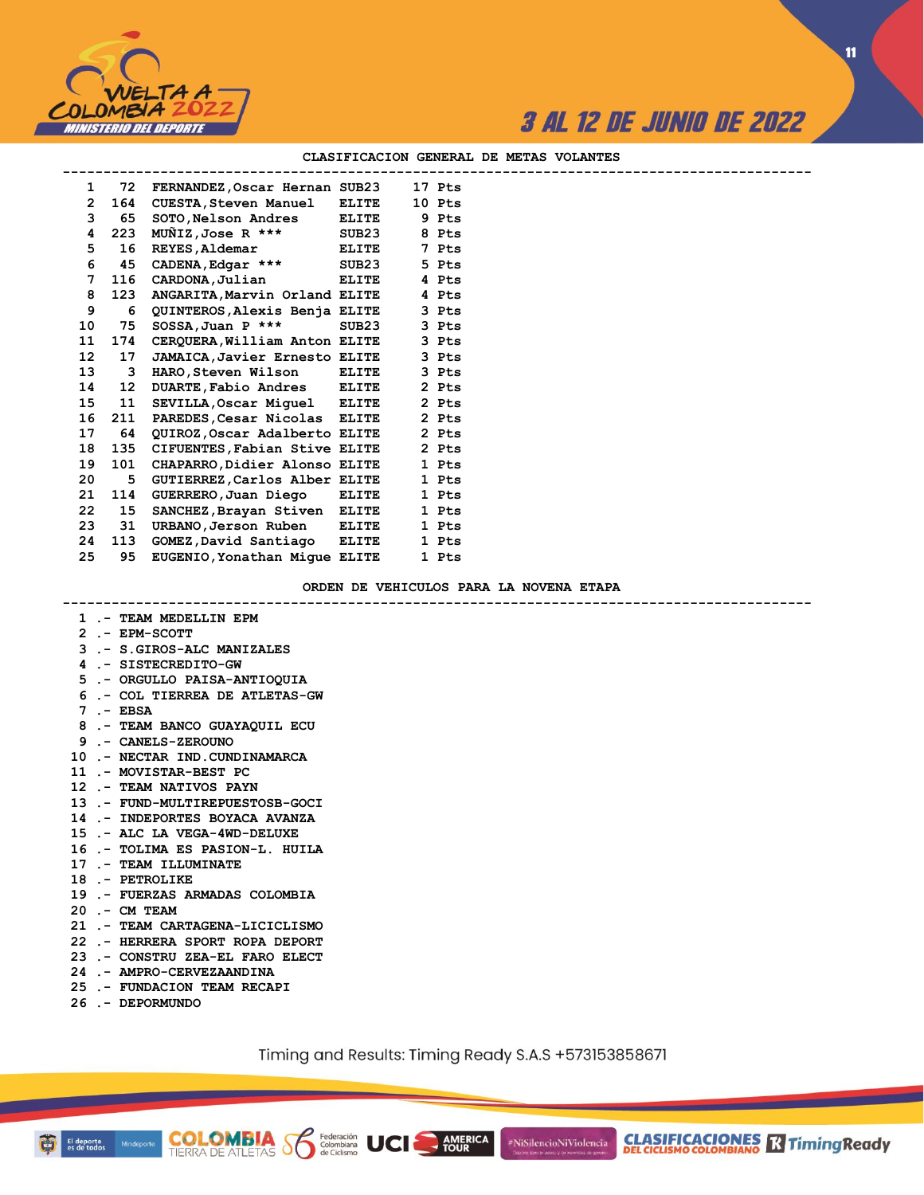3 AL 12 DE JUNIO DE 2022

## CLASIFICACION GENERAL DE METAS VOLANTES

| Pos | No. | Nombre | Cat. | Pts |
|---|---|---|---|---|
| 1 | 72 | FERNANDEZ,Oscar Hernan | SUB23 | 17 Pts |
| 2 | 164 | CUESTA,Steven Manuel | ELITE | 10 Pts |
| 3 | 65 | SOTO,Nelson Andres | ELITE | 9 Pts |
| 4 | 223 | MUÑIZ,Jose R *** | SUB23 | 8 Pts |
| 5 | 16 | REYES,Aldemar | ELITE | 7 Pts |
| 6 | 45 | CADENA,Edgar *** | SUB23 | 5 Pts |
| 7 | 116 | CARDONA,Julian | ELITE | 4 Pts |
| 8 | 123 | ANGARITA,Marvin Orland | ELITE | 4 Pts |
| 9 | 6 | QUINTEROS,Alexis Benja | ELITE | 3 Pts |
| 10 | 75 | SOSSA,Juan P *** | SUB23 | 3 Pts |
| 11 | 174 | CERQUERA,William Anton | ELITE | 3 Pts |
| 12 | 17 | JAMAICA,Javier Ernesto | ELITE | 3 Pts |
| 13 | 3 | HARO,Steven Wilson | ELITE | 3 Pts |
| 14 | 12 | DUARTE,Fabio Andres | ELITE | 2 Pts |
| 15 | 11 | SEVILLA,Oscar Miguel | ELITE | 2 Pts |
| 16 | 211 | PAREDES,Cesar Nicolas | ELITE | 2 Pts |
| 17 | 64 | QUIROZ,Oscar Adalberto | ELITE | 2 Pts |
| 18 | 135 | CIFUENTES,Fabian Stive | ELITE | 2 Pts |
| 19 | 101 | CHAPARRO,Didier Alonso | ELITE | 1 Pts |
| 20 | 5 | GUTIERREZ,Carlos Alber | ELITE | 1 Pts |
| 21 | 114 | GUERRERO,Juan Diego | ELITE | 1 Pts |
| 22 | 15 | SANCHEZ,Brayan Stiven | ELITE | 1 Pts |
| 23 | 31 | URBANO,Jerson Ruben | ELITE | 1 Pts |
| 24 | 113 | GOMEZ,David Santiago | ELITE | 1 Pts |
| 25 | 95 | EUGENIO,Yonathan Migue | ELITE | 1 Pts |

## ORDEN DE VEHICULOS PARA LA NOVENA ETAPA

1 .- TEAM MEDELLIN EPM
2 .- EPM-SCOTT
3 .- S.GIROS-ALC MANIZALES
4 .- SISTECREDITO-GW
5 .- ORGULLO PAISA-ANTIOQUIA
6 .- COL TIERREA DE ATLETAS-GW
7 .- EBSA
8 .- TEAM BANCO GUAYAQUIL ECU
9 .- CANELS-ZEROUNO
10 .- NECTAR IND.CUNDINAMARCA
11 .- MOVISTAR-BEST PC
12 .- TEAM NATIVOS PAYN
13 .- FUND-MULTIREPUESTOSB-GOCI
14 .- INDEPORTES BOYACA AVANZA
15 .- ALC LA VEGA-4WD-DELUXE
16 .- TOLIMA ES PASION-L. HUILA
17 .- TEAM ILLUMINATE
18 .- PETROLIKE
19 .- FUERZAS ARMADAS COLOMBIA
20 .- CM TEAM
21 .- TEAM CARTAGENA-LICICLISMO
22 .- HERRERA SPORT ROPA DEPORT
23 .- CONSTRU ZEA-EL FARO ELECT
24 .- AMPRO-CERVEZAANDINA
25 .- FUNDACION TEAM RECAPI
26 .- DEPORMUNDO

Timing and Results: Timing Ready S.A.S +573153858671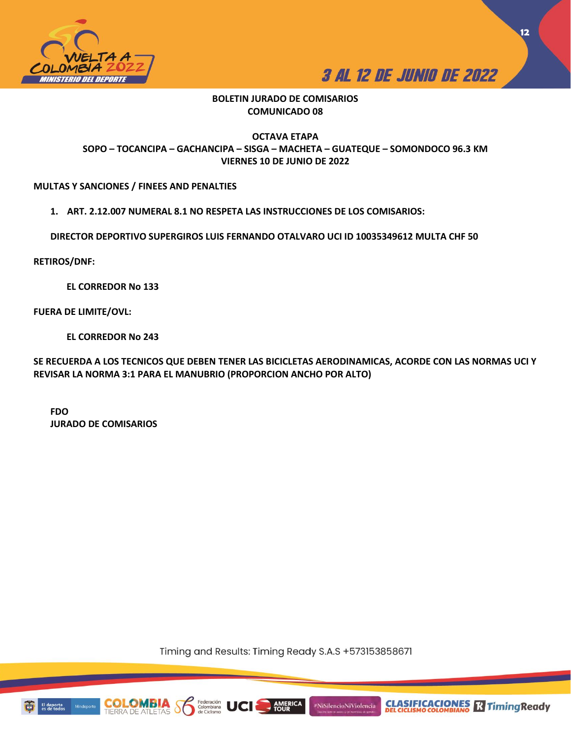**BOLETIN JURADO DE COMISARIOS**
**COMUNICADO 08**

**OCTAVA ETAPA**
**SOPO – TOCANCIPA – GACHANCIPA – SISGA – MACHETA – GUATEQUE – SOMONDOCO 96.3 KM**
**VIERNES 10 DE JUNIO DE 2022**

**MULTAS Y SANCIONES / FINEES AND PENALTIES**

1. **ART. 2.12.007 NUMERAL 8.1 NO RESPETA LAS INSTRUCCIONES DE LOS COMISARIOS:**

**DIRECTOR DEPORTIVO SUPERGIROS LUIS FERNANDO OTALVARO UCI ID 10035349612 MULTA CHF 50**

**RETIROS/DNF:**

**EL CORREDOR No 133**

**FUERA DE LIMITE/OVL:**

**EL CORREDOR No 243**

**SE RECUERDA A LOS TECNICOS QUE DEBEN TENER LAS BICICLETAS AERODINAMICAS, ACORDE CON LAS NORMAS UCI Y REVISAR LA NORMA 3:1 PARA EL MANUBRIO (PROPORCION ANCHO POR ALTO)**

**FDO**
**JURADO DE COMISARIOS**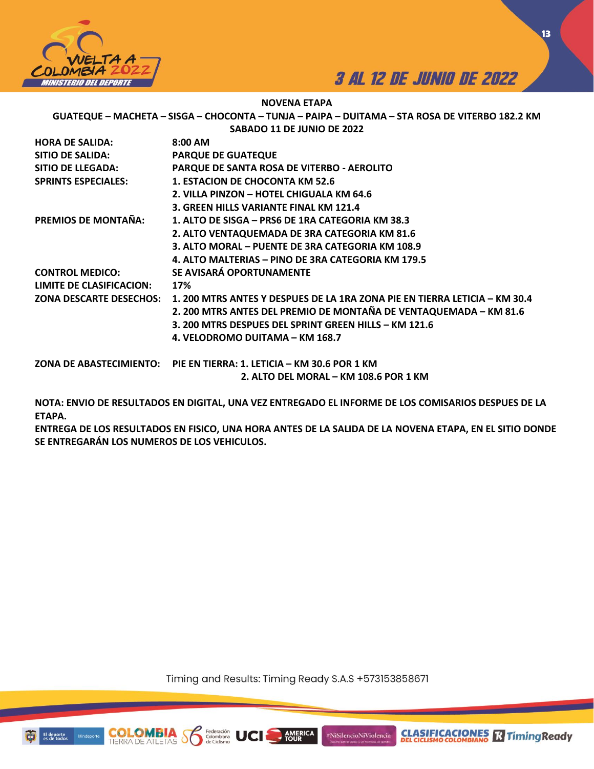**NOVENA ETAPA**

**GUATEQUE – MACHETA – SISGA – CHOCONTA – TUNJA – PAIPA – DUITAMA – STA ROSA DE VITERBO 182.2 KM**

**SABADO 11 DE JUNIO DE 2022**

| | |
|---|---|
| **HORA DE SALIDA:** | **8:00 AM** |
| **SITIO DE SALIDA:** | **PARQUE DE GUATEQUE** |
| **SITIO DE LLEGADA:** | **PARQUE DE SANTA ROSA DE VITERBO - AEROLITO** |
| **SPRINTS ESPECIALES:** | **1. ESTACION DE CHOCONTA KM 52.6** |
| | **2. VILLA PINZON – HOTEL CHIGUALA KM 64.6** |
| | **3. GREEN HILLS VARIANTE FINAL KM 121.4** |
| **PREMIOS DE MONTAÑA:** | **1. ALTO DE SISGA – PRS6 DE 1RA CATEGORIA KM 38.3** |
| | **2. ALTO VENTAQUEMADA DE 3RA CATEGORIA KM 81.6** |
| | **3. ALTO MORAL – PUENTE DE 3RA CATEGORIA KM 108.9** |
| | **4. ALTO MALTERIAS – PINO DE 3RA CATEGORIA KM 179.5** |
| **CONTROL MEDICO:** | **SE AVISARÁ OPORTUNAMENTE** |
| **LIMITE DE CLASIFICACION:** | **17%** |
| **ZONA DESCARTE DESECHOS:** | **1. 200 MTRS ANTES Y DESPUES DE LA 1RA ZONA PIE EN TIERRA LETICIA – KM 30.4** |
| | **2. 200 MTRS ANTES DEL PREMIO DE MONTAÑA DE VENTAQUEMADA – KM 81.6** |
| | **3. 200 MTRS DESPUES DEL SPRINT GREEN HILLS – KM 121.6** |
| | **4. VELODROMO DUITAMA – KM 168.7** |
| **ZONA DE ABASTECIMIENTO:** | **PIE EN TIERRA: 1. LETICIA – KM 30.6 POR 1 KM** |
| | **2. ALTO DEL MORAL – KM 108.6 POR 1 KM** |

**NOTA: ENVIO DE RESULTADOS EN DIGITAL, UNA VEZ ENTREGADO EL INFORME DE LOS COMISARIOS DESPUES DE LA ETAPA.**

**ENTREGA DE LOS RESULTADOS EN FISICO, UNA HORA ANTES DE LA SALIDA DE LA NOVENA ETAPA, EN EL SITIO DONDE SE ENTREGARÁN LOS NUMEROS DE LOS VEHICULOS.**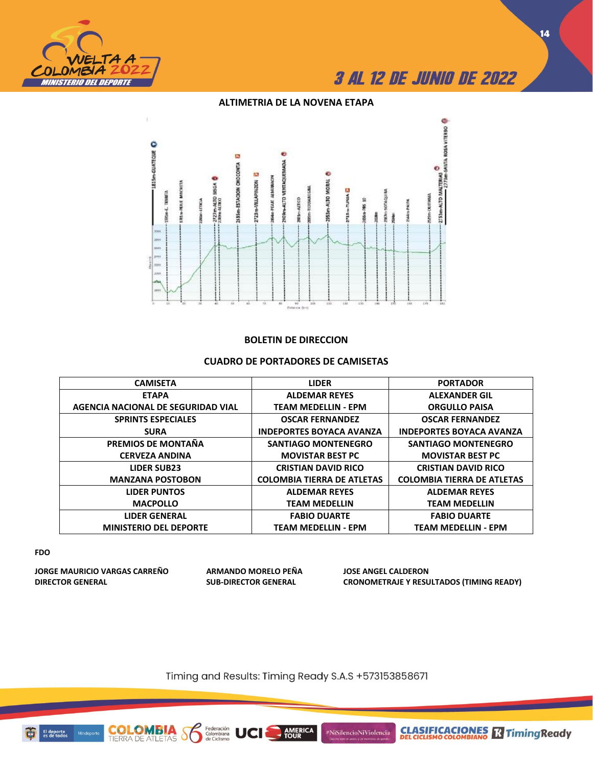## ALTIMETRIA DE LA NOVENA ETAPA

## BOLETIN DE DIRECCION

### CUADRO DE PORTADORES DE CAMISETAS

| CAMISETA | LIDER | PORTADOR |
|---|---|---|
| ETAPA<br>AGENCIA NACIONAL DE SEGURIDAD VIAL | ALDEMAR REYES<br>TEAM MEDELLIN - EPM | ALEXANDER GIL<br>ORGULLO PAISA |
| SPRINTS ESPECIALES<br>SURA | OSCAR FERNANDEZ<br>INDEPORTES BOYACA AVANZA | OSCAR FERNANDEZ<br>INDEPORTES BOYACA AVANZA |
| PREMIOS DE MONTAÑA<br>CERVEZA ANDINA | SANTIAGO MONTENEGRO<br>MOVISTAR BEST PC | SANTIAGO MONTENEGRO<br>MOVISTAR BEST PC |
| LIDER SUB23<br>MANZANA POSTOBON | CRISTIAN DAVID RICO<br>COLOMBIA TIERRA DE ATLETAS | CRISTIAN DAVID RICO<br>COLOMBIA TIERRA DE ATLETAS |
| LIDER PUNTOS<br>MACPOLLO | ALDEMAR REYES<br>TEAM MEDELLIN | ALDEMAR REYES<br>TEAM MEDELLIN |
| LIDER GENERAL<br>MINISTERIO DEL DEPORTE | FABIO DUARTE<br>TEAM MEDELLIN - EPM | FABIO DUARTE<br>TEAM MEDELLIN - EPM |

**FDO**

**JORGE MAURICIO VARGAS CARREÑO**
**DIRECTOR GENERAL**

**ARMANDO MORELO PEÑA**
**SUB-DIRECTOR GENERAL**

**JOSE ANGEL CALDERON**
**CRONOMETRAJE Y RESULTADOS (TIMING READY)**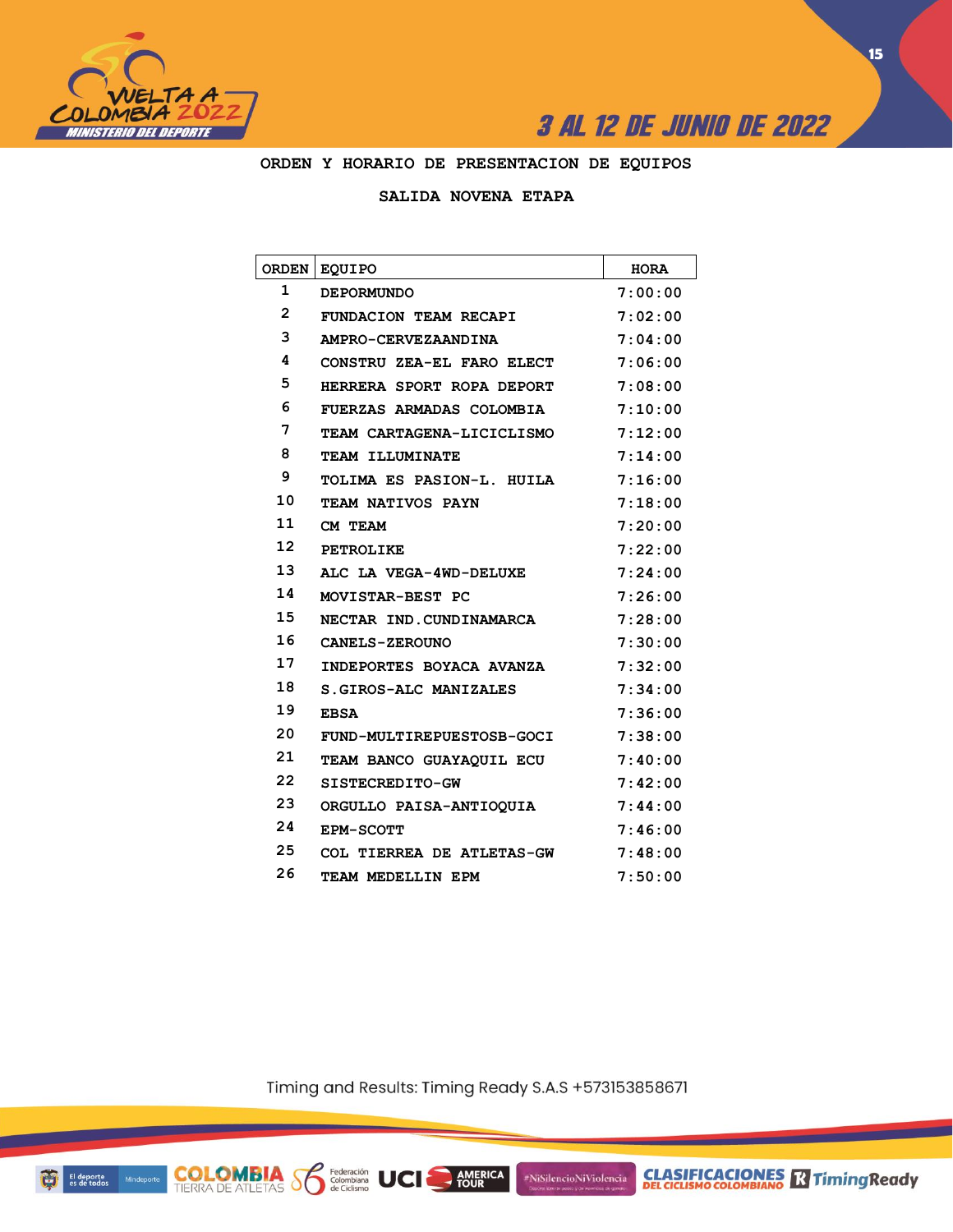## ORDEN Y HORARIO DE PRESENTACION DE EQUIPOS

### SALIDA NOVENA ETAPA

| ORDEN | EQUIPO | HORA |
|---|---|---|
| 1 | DEPORMUNDO | 7:00:00 |
| 2 | FUNDACION TEAM RECAPI | 7:02:00 |
| 3 | AMPRO-CERVEZAANDINA | 7:04:00 |
| 4 | CONSTRU ZEA-EL FARO ELECT | 7:06:00 |
| 5 | HERRERA SPORT ROPA DEPORT | 7:08:00 |
| 6 | FUERZAS ARMADAS COLOMBIA | 7:10:00 |
| 7 | TEAM CARTAGENA-LICICLISMO | 7:12:00 |
| 8 | TEAM ILLUMINATE | 7:14:00 |
| 9 | TOLIMA ES PASION-L. HUILA | 7:16:00 |
| 10 | TEAM NATIVOS PAYN | 7:18:00 |
| 11 | CM TEAM | 7:20:00 |
| 12 | PETROLIKE | 7:22:00 |
| 13 | ALC LA VEGA-4WD-DELUXE | 7:24:00 |
| 14 | MOVISTAR-BEST PC | 7:26:00 |
| 15 | NECTAR IND.CUNDINAMARCA | 7:28:00 |
| 16 | CANELS-ZEROUNO | 7:30:00 |
| 17 | INDEPORTES BOYACA AVANZA | 7:32:00 |
| 18 | S.GIROS-ALC MANIZALES | 7:34:00 |
| 19 | EBSA | 7:36:00 |
| 20 | FUND-MULTIREPUESTOSB-GOCI | 7:38:00 |
| 21 | TEAM BANCO GUAYAQUIL ECU | 7:40:00 |
| 22 | SISTECREDITO-GW | 7:42:00 |
| 23 | ORGULLO PAISA-ANTIOQUIA | 7:44:00 |
| 24 | EPM-SCOTT | 7:46:00 |
| 25 | COL TIERREA DE ATLETAS-GW | 7:48:00 |
| 26 | TEAM MEDELLIN EPM | 7:50:00 |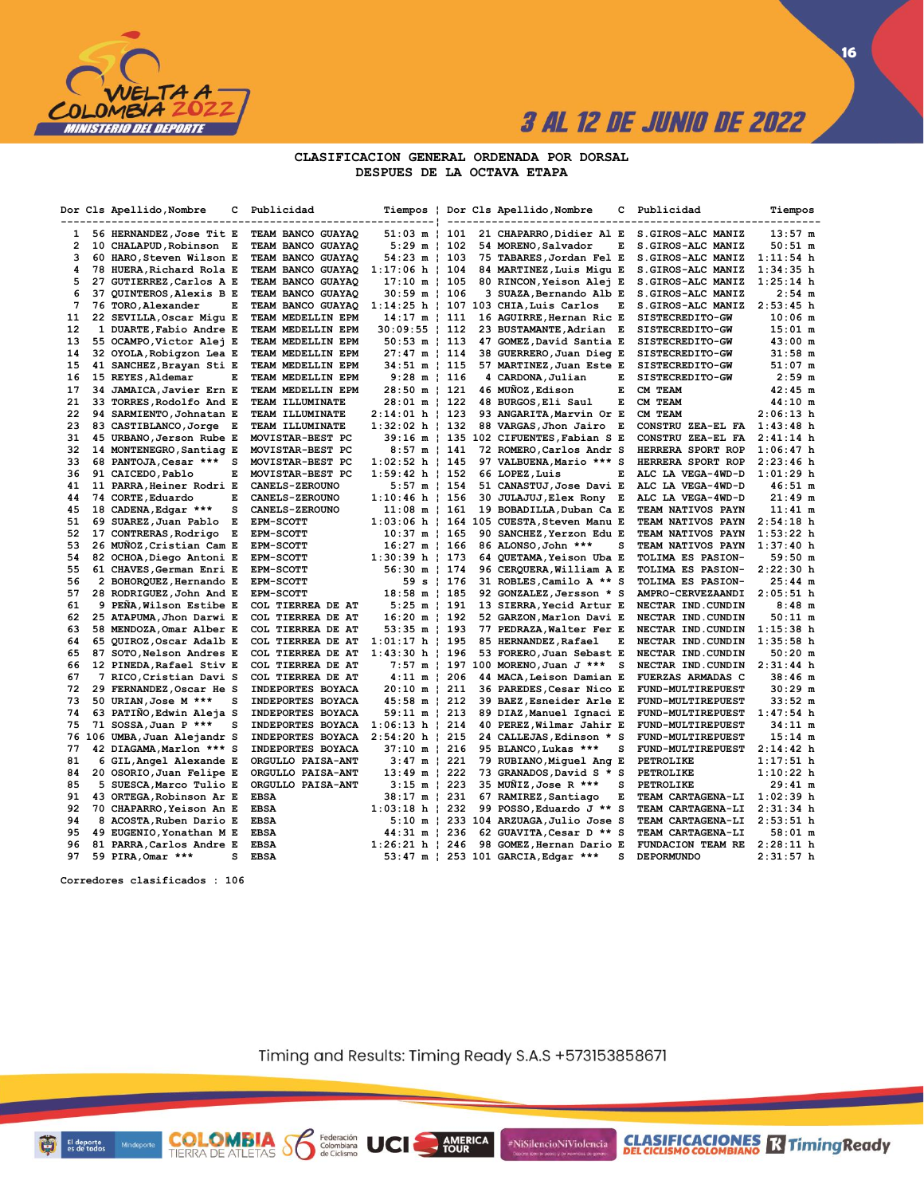**3 AL 12 DE JUNIO DE 2022**

## CLASIFICACION GENERAL ORDENADA POR DORSAL
## DESPUES DE LA OCTAVA ETAPA

| Dor | Cls | Apellido,Nombre | C | Publicidad | Tiempos | Dor | Cls | Apellido,Nombre | C | Publicidad | Tiempos |
|---|---|---|---|---|---|---|---|---|---|---|---|
| 1 | 56 | HERNANDEZ,Jose Tit | E | TEAM BANCO GUAYAQ | 51:03 m | 101 | 21 | CHAPARRO,Didier Al | E | S.GIROS-ALC MANIZ | 13:57 m |
| 2 | 10 | CHALAPUD,Robinson | E | TEAM BANCO GUAYAQ | 5:29 m | 102 | 54 | MORENO,Salvador | E | S.GIROS-ALC MANIZ | 50:51 m |
| 3 | 60 | HARO,Steven Wilson | E | TEAM BANCO GUAYAQ | 54:23 m | 103 | 75 | TABARES,Jordan Fel | E | S.GIROS-ALC MANIZ | 1:11:54 h |
| 4 | 78 | HUERA,Richard Rola | E | TEAM BANCO GUAYAQ | 1:17:06 h | 104 | 84 | MARTINEZ,Luis Migu | E | S.GIROS-ALC MANIZ | 1:34:35 h |
| 5 | 27 | GUTIERREZ,Carlos A | E | TEAM BANCO GUAYAQ | 17:10 m | 105 | 80 | RINCON,Yeison Alej | E | S.GIROS-ALC MANIZ | 1:25:14 h |
| 6 | 37 | QUINTEROS,Alexis B | E | TEAM BANCO GUAYAQ | 30:59 m | 106 | 3 | SUAZA,Bernando Alb | E | S.GIROS-ALC MANIZ | 2:54 m |
| 7 | 76 | TORO,Alexander | E | TEAM BANCO GUAYAQ | 1:14:25 h | 107 | 103 | CHIA,Luis Carlos | E | S.GIROS-ALC MANIZ | 2:53:45 h |
| 11 | 22 | SEVILLA,Oscar Migu | E | TEAM MEDELLIN EPM | 14:17 m | 111 | 16 | AGUIRRE,Hernan Ric | E | SISTECREDITO-GW | 10:06 m |
| 12 | 1 | DUARTE,Fabio Andre | E | TEAM MEDELLIN EPM | 30:09:55 | 112 | 23 | BUSTAMANTE,Adrian | E | SISTECREDITO-GW | 15:01 m |
| 13 | 55 | OCAMPO,Victor Alej | E | TEAM MEDELLIN EPM | 50:53 m | 113 | 47 | GOMEZ,David Santia | E | SISTECREDITO-GW | 43:00 m |
| 14 | 32 | OYOLA,Robigzon Lea | E | TEAM MEDELLIN EPM | 27:47 m | 114 | 38 | GUERRERO,Juan Dieg | E | SISTECREDITO-GW | 31:58 m |
| 15 | 41 | SANCHEZ,Brayan Sti | E | TEAM MEDELLIN EPM | 34:51 m | 115 | 57 | MARTINEZ,Juan Este | E | SISTECREDITO-GW | 51:07 m |
| 16 | 15 | REYES,Aldemar | E | TEAM MEDELLIN EPM | 9:28 m | 116 | 4 | CARDONA,Julian | E | SISTECREDITO-GW | 2:59 m |
| 17 | 34 | JAMAICA,Javier Ern | E | TEAM MEDELLIN EPM | 28:50 m | 121 | 46 | MUÑOZ,Edison | E | CM TEAM | 42:45 m |
| 21 | 33 | TORRES,Rodolfo And | E | TEAM ILLUMINATE | 28:01 m | 122 | 48 | BURGOS,Eli Saul | E | CM TEAM | 44:10 m |
| 22 | 94 | SARMIENTO,Johnatan | E | TEAM ILLUMINATE | 2:14:01 h | 123 | 93 | ANGARITA,Marvin Or | E | CM TEAM | 2:06:13 h |
| 23 | 83 | CASTIBLANCO,Jorge | E | TEAM ILLUMINATE | 1:32:02 h | 132 | 88 | VARGAS,Jhon Jairo | E | CONSTRU ZEA-EL FA | 1:43:48 h |
| 31 | 45 | URBANO,Jerson Rube | E | MOVISTAR-BEST PC | 39:16 m | 135 | 102 | CIFUENTES,Fabian S | E | CONSTRU ZEA-EL FA | 2:41:14 h |
| 32 | 14 | MONTENEGRO,Santiag | E | MOVISTAR-BEST PC | 8:57 m | 141 | 72 | ROMERO,Carlos Andr | S | HERRERA SPORT ROP | 1:06:47 h |
| 33 | 68 | PANTOJA,Cesar *** | S | MOVISTAR-BEST PC | 1:02:52 h | 145 | 97 | VALBUENA,Mario *** | S | HERRERA SPORT ROP | 2:23:46 h |
| 36 | 91 | CAICEDO,Pablo | E | MOVISTAR-BEST PC | 1:59:42 h | 152 | 66 | LOPEZ,Luis | E | ALC LA VEGA-4WD-D | 1:01:29 h |
| 41 | 11 | PARRA,Heiner Rodri | E | CANELS-ZEROUNO | 5:57 m | 154 | 51 | CANASTUJ,Jose Davi | E | ALC LA VEGA-4WD-D | 46:51 m |
| 44 | 74 | CORTE,Eduardo | E | CANELS-ZEROUNO | 1:10:46 h | 156 | 30 | JULAJUJ,Elex Rony | E | ALC LA VEGA-4WD-D | 21:49 m |
| 45 | 18 | CADENA,Edgar *** | S | CANELS-ZEROUNO | 11:08 m | 161 | 19 | BOBADILLA,Duban Ca | E | TEAM NATIVOS PAYN | 11:41 m |
| 51 | 69 | SUAREZ,Juan Pablo | E | EPM-SCOTT | 1:03:06 h | 164 | 105 | CUESTA,Steven Manu | E | TEAM NATIVOS PAYN | 2:54:18 h |
| 52 | 17 | CONTRERAS,Rodrigo | E | EPM-SCOTT | 10:37 m | 165 | 90 | SANCHEZ,Yerzon Edu | E | TEAM NATIVOS PAYN | 1:53:22 h |
| 53 | 26 | MUÑOZ,Cristian Cam | E | EPM-SCOTT | 16:27 m | 166 | 86 | ALONSO,John *** | S | TEAM NATIVOS PAYN | 1:37:40 h |
| 54 | 82 | OCHOA,Diego Antoni | E | EPM-SCOTT | 1:30:39 h | 173 | 64 | QUETAMA,Yeison Uba | E | TOLIMA ES PASION- | 59:50 m |
| 55 | 61 | CHAVES,German Enri | E | EPM-SCOTT | 56:30 m | 174 | 96 | CERQUERA,William A | E | TOLIMA ES PASION- | 2:22:30 h |
| 56 | 2 | BOHORQUEZ,Hernando | E | EPM-SCOTT | 59 s | 176 | 31 | ROBLES,Camilo A ** | S | TOLIMA ES PASION- | 25:44 m |
| 57 | 28 | RODRIGUEZ,John And | E | EPM-SCOTT | 18:58 m | 185 | 92 | GONZALEZ,Jersson * | S | AMPRO-CERVEZAANDI | 2:05:51 h |
| 61 | 9 | PEÑA,Wilson Estibe | E | COL TIERREA DE AT | 5:25 m | 191 | 13 | SIERRA,Yecid Artur | E | NECTAR IND.CUNDIN | 8:48 m |
| 62 | 25 | ATAPUMA,Jhon Darwi | E | COL TIERREA DE AT | 16:20 m | 192 | 52 | GARZON,Marlon Davi | E | NECTAR IND.CUNDIN | 50:11 m |
| 63 | 58 | MENDOZA,Omar Alber | E | COL TIERREA DE AT | 53:35 m | 193 | 77 | PEDRAZA,Walter Fer | E | NECTAR IND.CUNDIN | 1:15:38 h |
| 64 | 65 | QUIROZ,Oscar Adalb | E | COL TIERREA DE AT | 1:01:17 h | 195 | 85 | HERNANDEZ,Rafael | E | NECTAR IND.CUNDIN | 1:35:58 h |
| 65 | 87 | SOTO,Nelson Andres | E | COL TIERREA DE AT | 1:43:30 h | 196 | 53 | FORERO,Juan Sebast | E | NECTAR IND.CUNDIN | 50:20 m |
| 66 | 12 | PINEDA,Rafael Stiv | E | COL TIERREA DE AT | 7:57 m | 197 | 100 | MORENO,Juan J *** | S | NECTAR IND.CUNDIN | 2:31:44 h |
| 67 | 7 | RICO,Cristian Davi | S | COL TIERREA DE AT | 4:11 m | 206 | 44 | MACA,Leison Damian | E | FUERZAS ARMADAS C | 38:46 m |
| 72 | 29 | FERNANDEZ,Oscar He | S | INDEPORTES BOYACA | 20:10 m | 211 | 36 | PAREDES,Cesar Nico | E | FUND-MULTIREPUEST | 30:29 m |
| 73 | 50 | URIAN,Jose M *** | S | INDEPORTES BOYACA | 45:58 m | 212 | 39 | BAEZ,Esneider Arle | E | FUND-MULTIREPUEST | 33:52 m |
| 74 | 63 | PATIÑO,Edwin Aleja | S | INDEPORTES BOYACA | 59:11 m | 213 | 89 | DIAZ,Manuel Ignaci | E | FUND-MULTIREPUEST | 1:47:54 h |
| 75 | 71 | SOSSA,Juan P *** | S | INDEPORTES BOYACA | 1:06:13 h | 214 | 40 | PEREZ,Wilmar Jahir | E | FUND-MULTIREPUEST | 34:11 m |
| 76 | 106 | UMBA,Juan Alejandr | S | INDEPORTES BOYACA | 2:54:20 h | 215 | 24 | CALLEJAS,Edinson * | S | FUND-MULTIREPUEST | 15:14 m |
| 77 | 42 | DIAGAMA,Marlon *** | S | INDEPORTES BOYACA | 37:10 m | 216 | 95 | BLANCO,Lukas *** | S | FUND-MULTIREPUEST | 2:14:42 h |
| 81 | 6 | GIL,Angel Alexande | E | ORGULLO PAISA-ANT | 3:47 m | 221 | 79 | RUBIANO,Miguel Ang | E | PETROLIKE | 1:17:51 h |
| 84 | 20 | OSORIO,Juan Felipe | E | ORGULLO PAISA-ANT | 13:49 m | 222 | 73 | GRANADOS,David S * | S | PETROLIKE | 1:10:22 h |
| 85 | 5 | SUESCA,Marco Tulio | E | ORGULLO PAISA-ANT | 3:15 m | 223 | 35 | MUÑIZ,Jose R *** | S | PETROLIKE | 29:41 m |
| 91 | 43 | ORTEGA,Robinson Ar | E | EBSA | 38:17 m | 231 | 67 | RAMIREZ,Santiago | E | TEAM CARTAGENA-LI | 1:02:39 h |
| 92 | 70 | CHAPARRO,Yeison An | E | EBSA | 1:03:18 h | 232 | 99 | POSSO,Eduardo J ** | S | TEAM CARTAGENA-LI | 2:31:34 h |
| 94 | 8 | ACOSTA,Ruben Dario | E | EBSA | 5:10 m | 233 | 104 | ARZUAGA,Julio Jose | S | TEAM CARTAGENA-LI | 2:53:51 h |
| 95 | 49 | EUGENIO,Yonathan M | E | EBSA | 44:31 m | 236 | 62 | GUAVITA,Cesar D ** | S | TEAM CARTAGENA-LI | 58:01 m |
| 96 | 81 | PARRA,Carlos Andre | E | EBSA | 1:26:21 h | 246 | 98 | GOMEZ,Hernan Dario | E | FUNDACION TEAM RE | 2:28:11 h |
| 97 | 59 | PIRA,Omar *** | S | EBSA | 53:47 m | 253 | 101 | GARCIA,Edgar *** | S | DEPORMUNDO | 2:31:57 h |

Corredores clasificados : 106

Timing and Results: Timing Ready S.A.S +573153858671